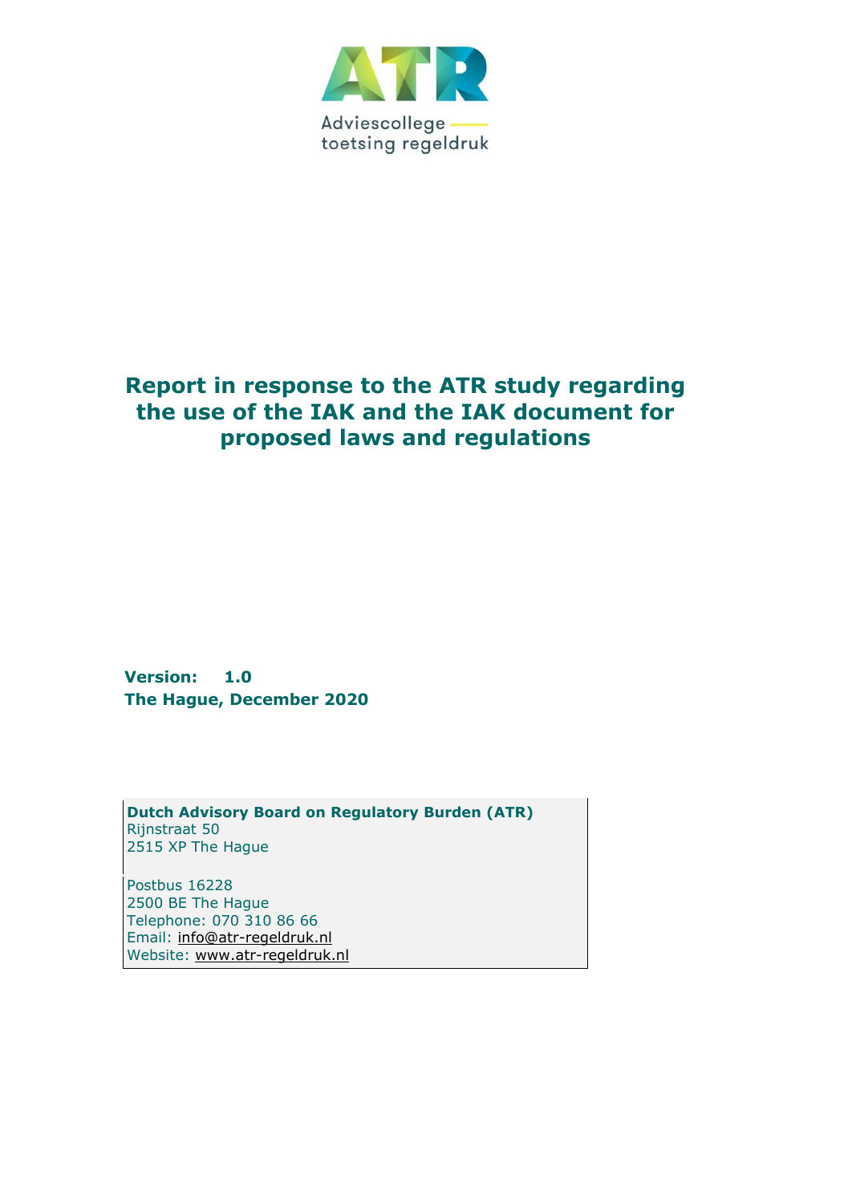ATR

Adviescollege toetsing regeldruk

# Report in response to the ATR study regarding the use of the IAK and the IAK document for proposed laws and regulations

**Version: 1.0**
**The Hague, December 2020**

**Dutch Advisory Board on Regulatory Burden (ATR)**
Rijnstraat 50
2515 XP The Hague

Postbus 16228
2500 BE The Hague
Telephone: 070 310 86 66
Email: info@atr-regeldruk.nl
Website: www.atr-regeldruk.nl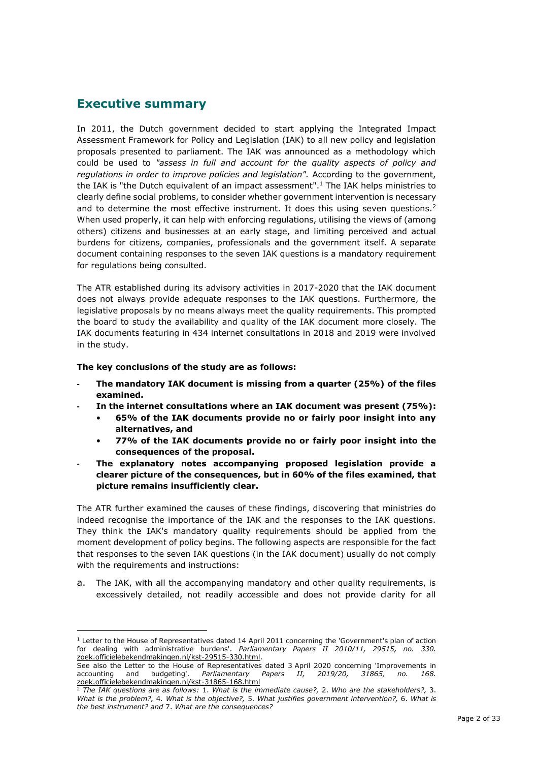## Executive summary

In 2011, the Dutch government decided to start applying the Integrated Impact Assessment Framework for Policy and Legislation (IAK) to all new policy and legislation proposals presented to parliament. The IAK was announced as a methodology which could be used to *"assess in full and account for the quality aspects of policy and regulations in order to improve policies and legislation".* According to the government, the IAK is "the Dutch equivalent of an impact assessment".[1] The IAK helps ministries to clearly define social problems, to consider whether government intervention is necessary and to determine the most effective instrument. It does this using seven questions.[2] When used properly, it can help with enforcing regulations, utilising the views of (among others) citizens and businesses at an early stage, and limiting perceived and actual burdens for citizens, companies, professionals and the government itself. A separate document containing responses to the seven IAK questions is a mandatory requirement for regulations being consulted.

The ATR established during its advisory activities in 2017-2020 that the IAK document does not always provide adequate responses to the IAK questions. Furthermore, the legislative proposals by no means always meet the quality requirements. This prompted the board to study the availability and quality of the IAK document more closely. The IAK documents featuring in 434 internet consultations in 2018 and 2019 were involved in the study.

**The key conclusions of the study are as follows:**

- **The mandatory IAK document is missing from a quarter (25%) of the files examined.**
- **In the internet consultations where an IAK document was present (75%):**
  - **65% of the IAK documents provide no or fairly poor insight into any alternatives, and**
  - **77% of the IAK documents provide no or fairly poor insight into the consequences of the proposal.**
- **The explanatory notes accompanying proposed legislation provide a clearer picture of the consequences, but in 60% of the files examined, that picture remains insufficiently clear.**

The ATR further examined the causes of these findings, discovering that ministries do indeed recognise the importance of the IAK and the responses to the IAK questions. They think the IAK's mandatory quality requirements should be applied from the moment development of policy begins. The following aspects are responsible for the fact that responses to the seven IAK questions (in the IAK document) usually do not comply with the requirements and instructions:

a. The IAK, with all the accompanying mandatory and other quality requirements, is excessively detailed, not readily accessible and does not provide clarity for all

---

[1] Letter to the House of Representatives dated 14 April 2011 concerning the 'Government's plan of action for dealing with administrative burdens'. *Parliamentary Papers II 2010/11, 29515, no. 330.* zoek.officielebekendmakingen.nl/kst-29515-330.html.
See also the Letter to the House of Representatives dated 3 April 2020 concerning 'Improvements in accounting and budgeting'. *Parliamentary Papers II, 2019/20, 31865, no. 168.* zoek.officielebekendmakingen.nl/kst-31865-168.html

[2] *The IAK questions are as follows:* 1. *What is the immediate cause?,* 2. *Who are the stakeholders?,* 3. *What is the problem?,* 4*. What is the objective?,* 5. *What justifies government intervention?,* 6. *What is the best instrument? and* 7. *What are the consequences?*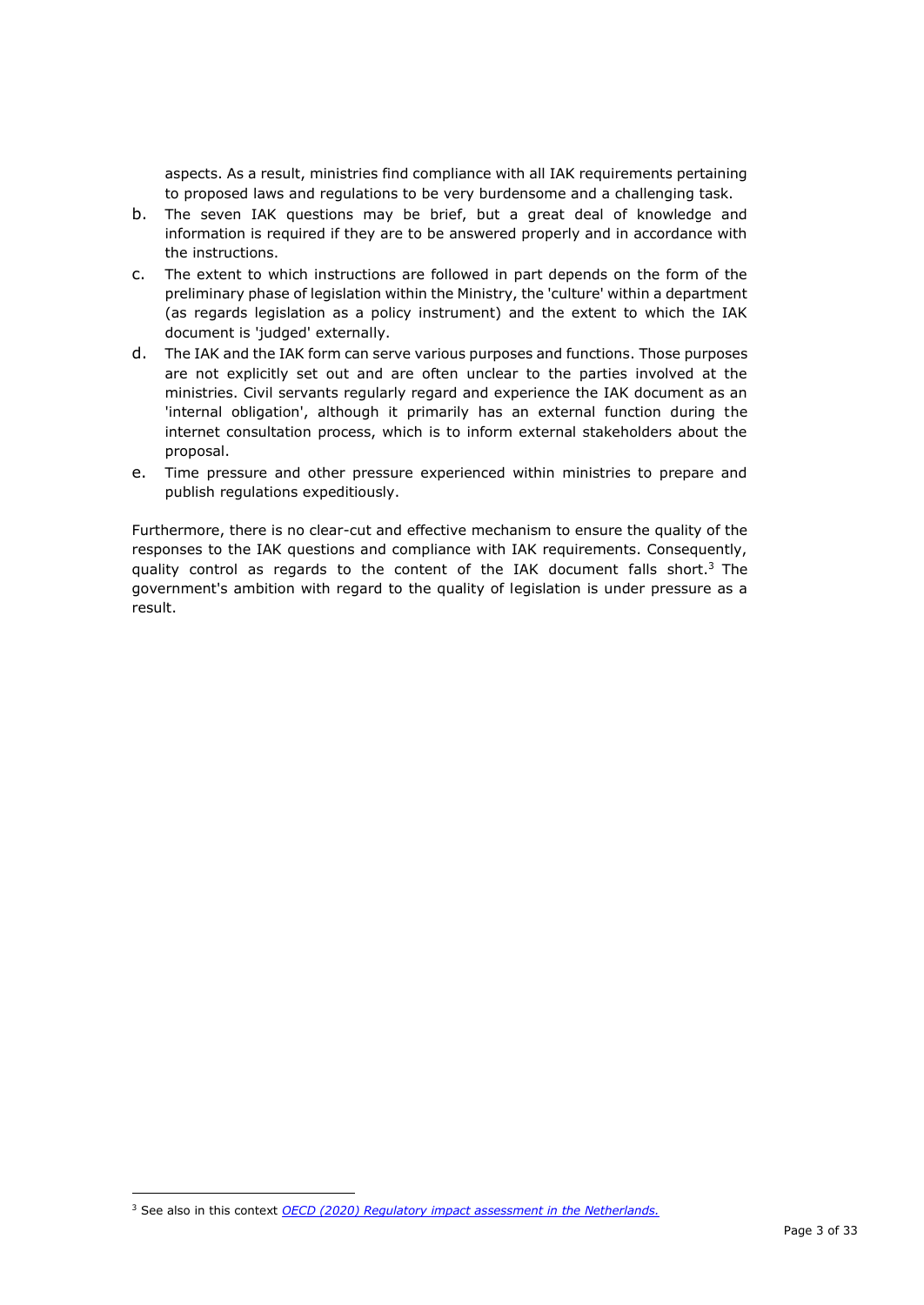aspects. As a result, ministries find compliance with all IAK requirements pertaining to proposed laws and regulations to be very burdensome and a challenging task.

b. The seven IAK questions may be brief, but a great deal of knowledge and information is required if they are to be answered properly and in accordance with the instructions.

c. The extent to which instructions are followed in part depends on the form of the preliminary phase of legislation within the Ministry, the 'culture' within a department (as regards legislation as a policy instrument) and the extent to which the IAK document is 'judged' externally.

d. The IAK and the IAK form can serve various purposes and functions. Those purposes are not explicitly set out and are often unclear to the parties involved at the ministries. Civil servants regularly regard and experience the IAK document as an 'internal obligation', although it primarily has an external function during the internet consultation process, which is to inform external stakeholders about the proposal.

e. Time pressure and other pressure experienced within ministries to prepare and publish regulations expeditiously.

Furthermore, there is no clear-cut and effective mechanism to ensure the quality of the responses to the IAK questions and compliance with IAK requirements. Consequently, quality control as regards to the content of the IAK document falls short.[3] The government's ambition with regard to the quality of legislation is under pressure as a result.

[3] See also in this context *OECD (2020) Regulatory impact assessment in the Netherlands.*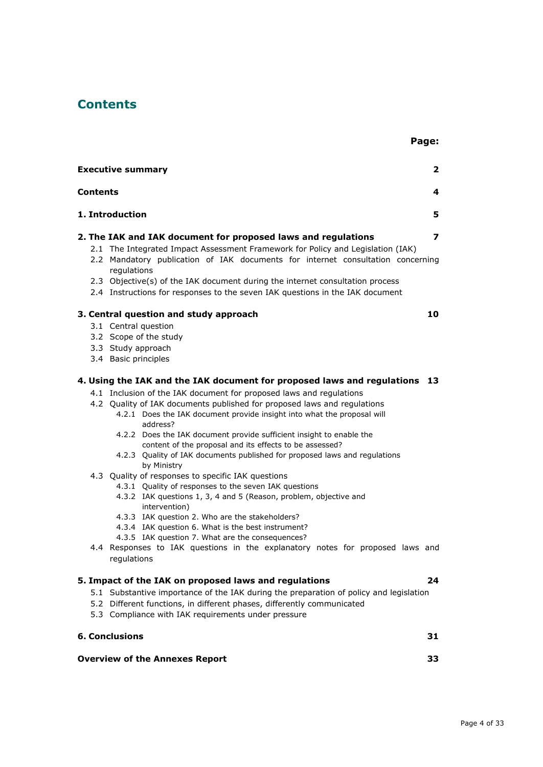# Contents

| | Page: |
|---|---|
| **Executive summary** | **2** |
| **Contents** | **4** |
| **1. Introduction** | **5** |
| **2. The IAK and IAK document for proposed laws and regulations** | **7** |
| 2.1 The Integrated Impact Assessment Framework for Policy and Legislation (IAK) | |
| 2.2 Mandatory publication of IAK documents for internet consultation concerning regulations | |
| 2.3 Objective(s) of the IAK document during the internet consultation process | |
| 2.4 Instructions for responses to the seven IAK questions in the IAK document | |
| **3. Central question and study approach** | **10** |
| 3.1 Central question | |
| 3.2 Scope of the study | |
| 3.3 Study approach | |
| 3.4 Basic principles | |
| **4. Using the IAK and the IAK document for proposed laws and regulations** | **13** |
| 4.1 Inclusion of the IAK document for proposed laws and regulations | |
| 4.2 Quality of IAK documents published for proposed laws and regulations | |
| 4.2.1 Does the IAK document provide insight into what the proposal will address? | |
| 4.2.2 Does the IAK document provide sufficient insight to enable the content of the proposal and its effects to be assessed? | |
| 4.2.3 Quality of IAK documents published for proposed laws and regulations by Ministry | |
| 4.3 Quality of responses to specific IAK questions | |
| 4.3.1 Quality of responses to the seven IAK questions | |
| 4.3.2 IAK questions 1, 3, 4 and 5 (Reason, problem, objective and intervention) | |
| 4.3.3 IAK question 2. Who are the stakeholders? | |
| 4.3.4 IAK question 6. What is the best instrument? | |
| 4.3.5 IAK question 7. What are the consequences? | |
| 4.4 Responses to IAK questions in the explanatory notes for proposed laws and regulations | |
| **5. Impact of the IAK on proposed laws and regulations** | **24** |
| 5.1 Substantive importance of the IAK during the preparation of policy and legislation | |
| 5.2 Different functions, in different phases, differently communicated | |
| 5.3 Compliance with IAK requirements under pressure | |
| **6. Conclusions** | **31** |
| **Overview of the Annexes Report** | **33** |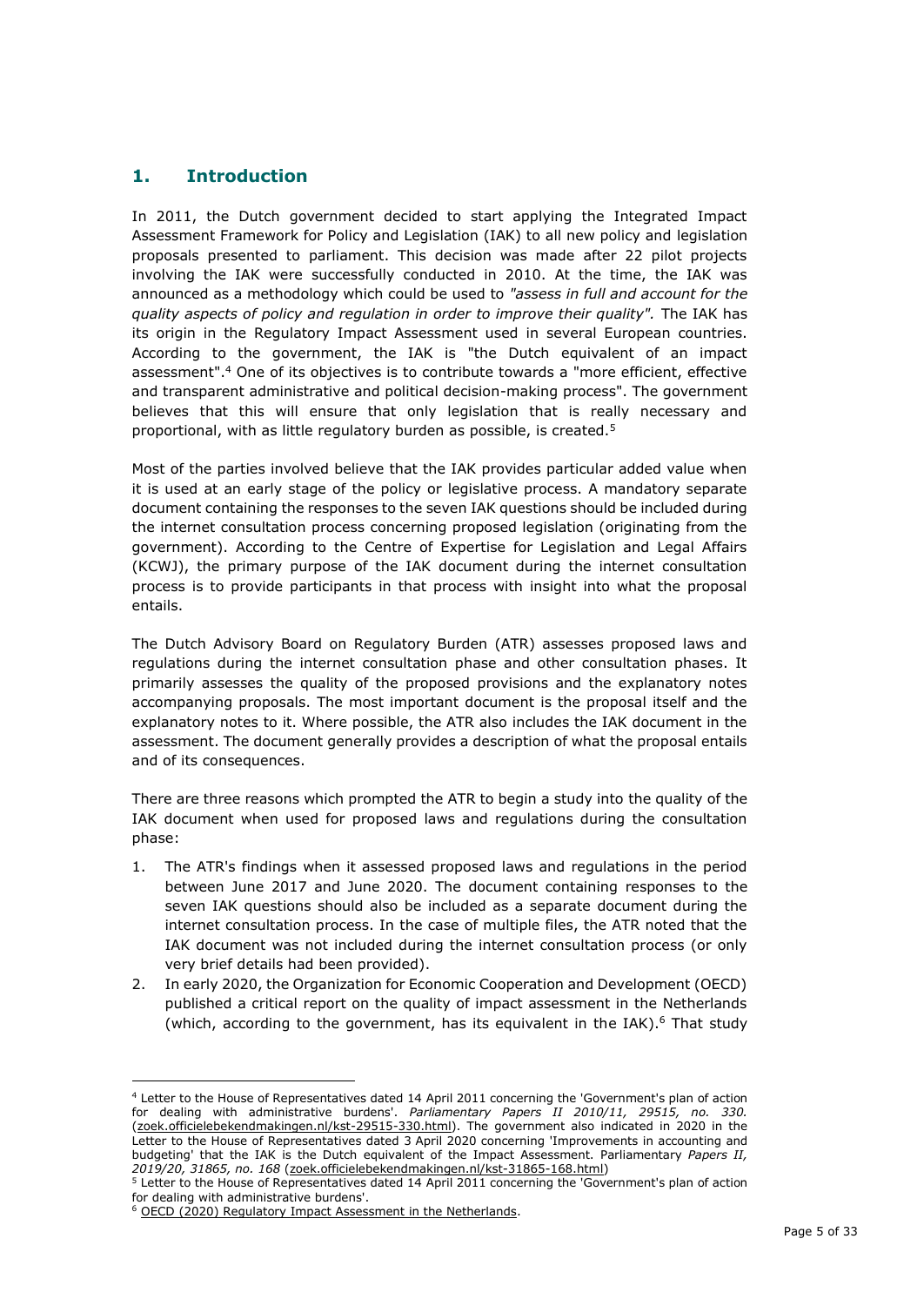## 1. Introduction

In 2011, the Dutch government decided to start applying the Integrated Impact Assessment Framework for Policy and Legislation (IAK) to all new policy and legislation proposals presented to parliament. This decision was made after 22 pilot projects involving the IAK were successfully conducted in 2010. At the time, the IAK was announced as a methodology which could be used to *"assess in full and account for the quality aspects of policy and regulation in order to improve their quality".* The IAK has its origin in the Regulatory Impact Assessment used in several European countries. According to the government, the IAK is "the Dutch equivalent of an impact assessment".[4] One of its objectives is to contribute towards a "more efficient, effective and transparent administrative and political decision-making process". The government believes that this will ensure that only legislation that is really necessary and proportional, with as little regulatory burden as possible, is created.[5]

Most of the parties involved believe that the IAK provides particular added value when it is used at an early stage of the policy or legislative process. A mandatory separate document containing the responses to the seven IAK questions should be included during the internet consultation process concerning proposed legislation (originating from the government). According to the Centre of Expertise for Legislation and Legal Affairs (KCWJ), the primary purpose of the IAK document during the internet consultation process is to provide participants in that process with insight into what the proposal entails.

The Dutch Advisory Board on Regulatory Burden (ATR) assesses proposed laws and regulations during the internet consultation phase and other consultation phases. It primarily assesses the quality of the proposed provisions and the explanatory notes accompanying proposals. The most important document is the proposal itself and the explanatory notes to it. Where possible, the ATR also includes the IAK document in the assessment. The document generally provides a description of what the proposal entails and of its consequences.

There are three reasons which prompted the ATR to begin a study into the quality of the IAK document when used for proposed laws and regulations during the consultation phase:

1. The ATR's findings when it assessed proposed laws and regulations in the period between June 2017 and June 2020. The document containing responses to the seven IAK questions should also be included as a separate document during the internet consultation process. In the case of multiple files, the ATR noted that the IAK document was not included during the internet consultation process (or only very brief details had been provided).
2. In early 2020, the Organization for Economic Cooperation and Development (OECD) published a critical report on the quality of impact assessment in the Netherlands (which, according to the government, has its equivalent in the IAK).[6] That study

---

[4] Letter to the House of Representatives dated 14 April 2011 concerning the 'Government's plan of action for dealing with administrative burdens'. *Parliamentary Papers II 2010/11, 29515, no. 330.* (zoek.officielebekendmakingen.nl/kst-29515-330.html). The government also indicated in 2020 in the Letter to the House of Representatives dated 3 April 2020 concerning 'Improvements in accounting and budgeting' that the IAK is the Dutch equivalent of the Impact Assessment. Parliamentary *Papers II, 2019/20, 31865, no. 168* (zoek.officielebekendmakingen.nl/kst-31865-168.html)

[5] Letter to the House of Representatives dated 14 April 2011 concerning the 'Government's plan of action for dealing with administrative burdens'.

[6] OECD (2020) Regulatory Impact Assessment in the Netherlands.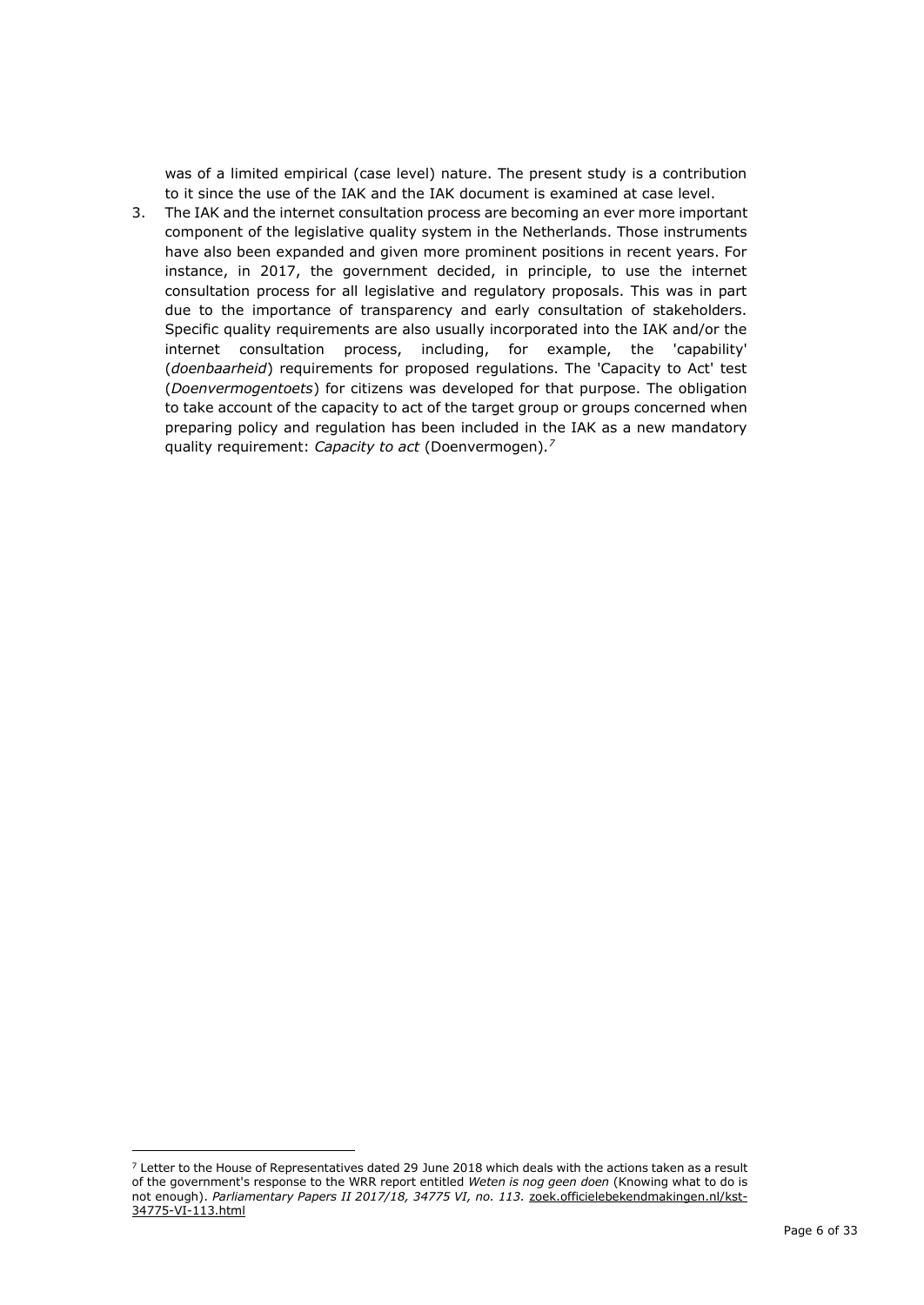was of a limited empirical (case level) nature. The present study is a contribution to it since the use of the IAK and the IAK document is examined at case level.

3. The IAK and the internet consultation process are becoming an ever more important component of the legislative quality system in the Netherlands. Those instruments have also been expanded and given more prominent positions in recent years. For instance, in 2017, the government decided, in principle, to use the internet consultation process for all legislative and regulatory proposals. This was in part due to the importance of transparency and early consultation of stakeholders. Specific quality requirements are also usually incorporated into the IAK and/or the internet consultation process, including, for example, the 'capability' (*doenbaarheid*) requirements for proposed regulations. The 'Capacity to Act' test (*Doenvermogentoets*) for citizens was developed for that purpose. The obligation to take account of the capacity to act of the target group or groups concerned when preparing policy and regulation has been included in the IAK as a new mandatory quality requirement: *Capacity to act* (Doenvermogen).[7]

---

[7] Letter to the House of Representatives dated 29 June 2018 which deals with the actions taken as a result of the government's response to the WRR report entitled *Weten is nog geen doen* (Knowing what to do is not enough). *Parliamentary Papers II 2017/18, 34775 VI, no. 113.* zoek.officielebekendmakingen.nl/kst-34775-VI-113.html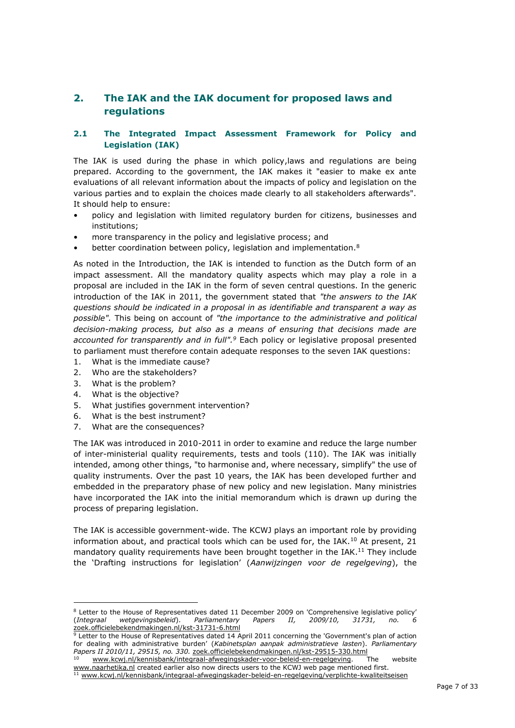## 2. The IAK and the IAK document for proposed laws and regulations

### 2.1 The Integrated Impact Assessment Framework for Policy and Legislation (IAK)

The IAK is used during the phase in which policy,laws and regulations are being prepared. According to the government, the IAK makes it "easier to make ex ante evaluations of all relevant information about the impacts of policy and legislation on the various parties and to explain the choices made clearly to all stakeholders afterwards". It should help to ensure:

- policy and legislation with limited regulatory burden for citizens, businesses and institutions;
- more transparency in the policy and legislative process; and
- better coordination between policy, legislation and implementation.[8]

As noted in the Introduction, the IAK is intended to function as the Dutch form of an impact assessment. All the mandatory quality aspects which may play a role in a proposal are included in the IAK in the form of seven central questions. In the generic introduction of the IAK in 2011, the government stated that *"the answers to the IAK questions should be indicated in a proposal in as identifiable and transparent a way as possible".* This being on account of *"the importance to the administrative and political decision-making process, but also as a means of ensuring that decisions made are accounted for transparently and in full".[9]* Each policy or legislative proposal presented to parliament must therefore contain adequate responses to the seven IAK questions:

1. What is the immediate cause?
2. Who are the stakeholders?
3. What is the problem?
4. What is the objective?
5. What justifies government intervention?
6. What is the best instrument?
7. What are the consequences?

The IAK was introduced in 2010-2011 in order to examine and reduce the large number of inter-ministerial quality requirements, tests and tools (110). The IAK was initially intended, among other things, "to harmonise and, where necessary, simplify" the use of quality instruments. Over the past 10 years, the IAK has been developed further and embedded in the preparatory phase of new policy and new legislation. Many ministries have incorporated the IAK into the initial memorandum which is drawn up during the process of preparing legislation.

The IAK is accessible government-wide. The KCWJ plays an important role by providing information about, and practical tools which can be used for, the IAK.[10] At present, 21 mandatory quality requirements have been brought together in the IAK.[11] They include the 'Drafting instructions for legislation' (*Aanwijzingen voor de regelgeving*), the

---

[8] Letter to the House of Representatives dated 11 December 2009 on 'Comprehensive legislative policy' (*Integraal wetgevingsbeleid*). *Parliamentary Papers II, 2009/10, 31731, no. 6* zoek.officielebekendmakingen.nl/kst-31731-6.html

[9] Letter to the House of Representatives dated 14 April 2011 concerning the 'Government's plan of action for dealing with administrative burden' (*Kabinetsplan aanpak administratieve lasten*). *Parliamentary Papers II 2010/11, 29515, no. 330.* zoek.officielebekendmakingen.nl/kst-29515-330.html

[10] www.kcwj.nl/kennisbank/integraal-afwegingskader-voor-beleid-en-regelgeving. The website www.naarhetika.nl created earlier also now directs users to the KCWJ web page mentioned first.

[11] www.kcwj.nl/kennisbank/integraal-afwegingskader-beleid-en-regelgeving/verplichte-kwaliteitseisen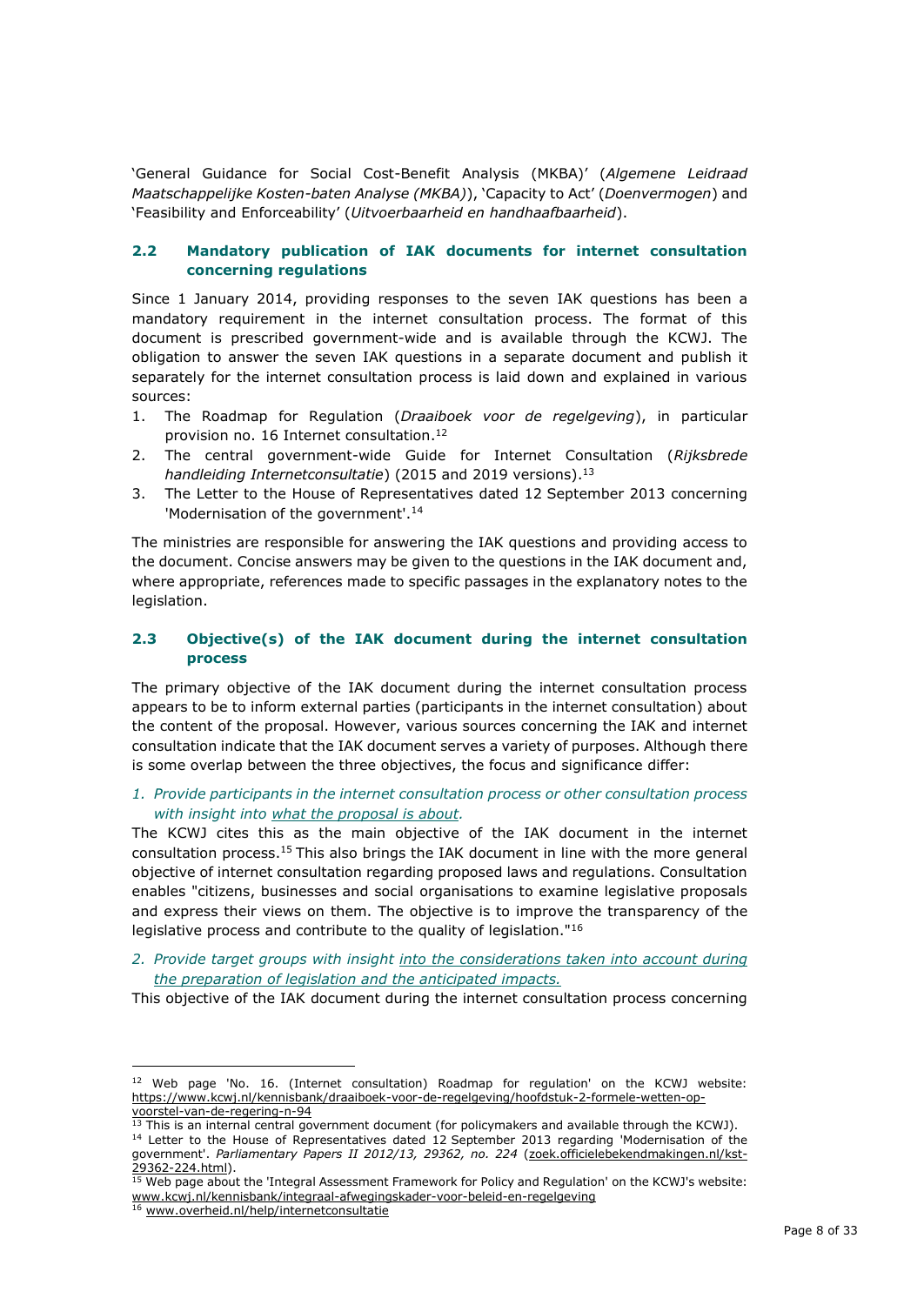'General Guidance for Social Cost-Benefit Analysis (MKBA)' (*Algemene Leidraad Maatschappelijke Kosten-baten Analyse (MKBA)*), 'Capacity to Act' (*Doenvermogen*) and 'Feasibility and Enforceability' (*Uitvoerbaarheid en handhaafbaarheid*).

## 2.2 Mandatory publication of IAK documents for internet consultation concerning regulations

Since 1 January 2014, providing responses to the seven IAK questions has been a mandatory requirement in the internet consultation process. The format of this document is prescribed government-wide and is available through the KCWJ. The obligation to answer the seven IAK questions in a separate document and publish it separately for the internet consultation process is laid down and explained in various sources:

1. The Roadmap for Regulation (*Draaiboek voor de regelgeving*), in particular provision no. 16 Internet consultation.[12]
2. The central government-wide Guide for Internet Consultation (*Rijksbrede handleiding Internetconsultatie*) (2015 and 2019 versions).[13]
3. The Letter to the House of Representatives dated 12 September 2013 concerning 'Modernisation of the government'.[14]

The ministries are responsible for answering the IAK questions and providing access to the document. Concise answers may be given to the questions in the IAK document and, where appropriate, references made to specific passages in the explanatory notes to the legislation.

## 2.3 Objective(s) of the IAK document during the internet consultation process

The primary objective of the IAK document during the internet consultation process appears to be to inform external parties (participants in the internet consultation) about the content of the proposal. However, various sources concerning the IAK and internet consultation indicate that the IAK document serves a variety of purposes. Although there is some overlap between the three objectives, the focus and significance differ:

1. *Provide participants in the internet consultation process or other consultation process with insight into what the proposal is about.*

The KCWJ cites this as the main objective of the IAK document in the internet consultation process.[15] This also brings the IAK document in line with the more general objective of internet consultation regarding proposed laws and regulations. Consultation enables "citizens, businesses and social organisations to examine legislative proposals and express their views on them. The objective is to improve the transparency of the legislative process and contribute to the quality of legislation."[16]

2. *Provide target groups with insight into the considerations taken into account during the preparation of legislation and the anticipated impacts.*

This objective of the IAK document during the internet consultation process concerning

---

[12] Web page 'No. 16. (Internet consultation) Roadmap for regulation' on the KCWJ website: https://www.kcwj.nl/kennisbank/draaiboek-voor-de-regelgeving/hoofdstuk-2-formele-wetten-op-voorstel-van-de-regering-n-94

[13] This is an internal central government document (for policymakers and available through the KCWJ).

[14] Letter to the House of Representatives dated 12 September 2013 regarding 'Modernisation of the government'. *Parliamentary Papers II 2012/13, 29362, no. 224* (zoek.officielebekendmakingen.nl/kst-29362-224.html).

[15] Web page about the 'Integral Assessment Framework for Policy and Regulation' on the KCWJ's website: www.kcwj.nl/kennisbank/integraal-afwegingskader-voor-beleid-en-regelgeving

[16] www.overheid.nl/help/internetconsultatie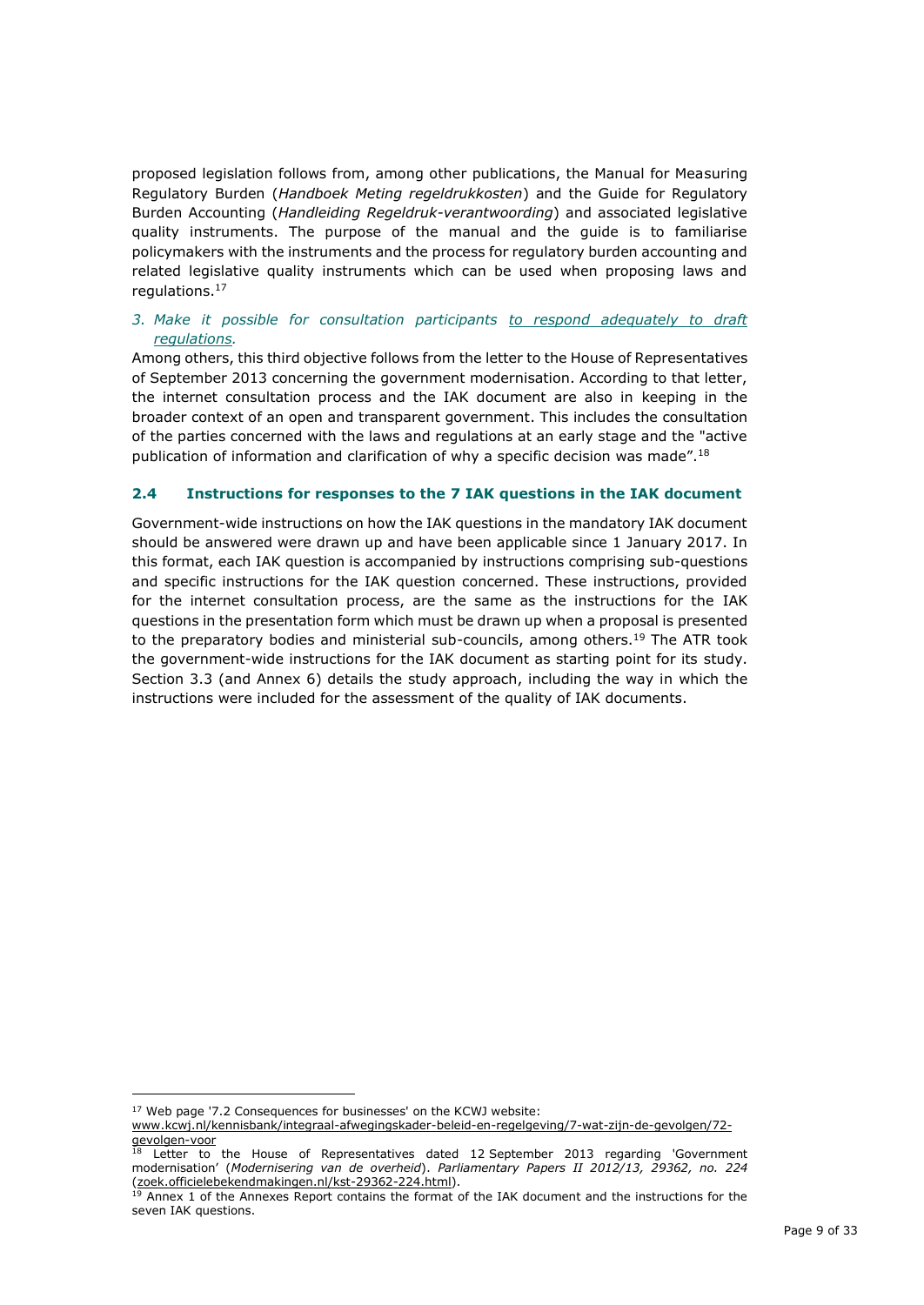proposed legislation follows from, among other publications, the Manual for Measuring Regulatory Burden (*Handboek Meting regeldrukkosten*) and the Guide for Regulatory Burden Accounting (*Handleiding Regeldruk-verantwoording*) and associated legislative quality instruments. The purpose of the manual and the guide is to familiarise policymakers with the instruments and the process for regulatory burden accounting and related legislative quality instruments which can be used when proposing laws and regulations.[17]

3. *Make it possible for consultation participants to respond adequately to draft regulations.*

Among others, this third objective follows from the letter to the House of Representatives of September 2013 concerning the government modernisation. According to that letter, the internet consultation process and the IAK document are also in keeping in the broader context of an open and transparent government. This includes the consultation of the parties concerned with the laws and regulations at an early stage and the "active publication of information and clarification of why a specific decision was made".[18]

## 2.4 Instructions for responses to the 7 IAK questions in the IAK document

Government-wide instructions on how the IAK questions in the mandatory IAK document should be answered were drawn up and have been applicable since 1 January 2017. In this format, each IAK question is accompanied by instructions comprising sub-questions and specific instructions for the IAK question concerned. These instructions, provided for the internet consultation process, are the same as the instructions for the IAK questions in the presentation form which must be drawn up when a proposal is presented to the preparatory bodies and ministerial sub-councils, among others.[19] The ATR took the government-wide instructions for the IAK document as starting point for its study. Section 3.3 (and Annex 6) details the study approach, including the way in which the instructions were included for the assessment of the quality of IAK documents.

---

[17] Web page '7.2 Consequences for businesses' on the KCWJ website: www.kcwj.nl/kennisbank/integraal-afwegingskader-beleid-en-regelgeving/7-wat-zijn-de-gevolgen/72-gevolgen-voor

[18] Letter to the House of Representatives dated 12 September 2013 regarding 'Government modernisation' (*Modernisering van de overheid*). *Parliamentary Papers II 2012/13, 29362, no. 224* (zoek.officielebekendmakingen.nl/kst-29362-224.html).

[19] Annex 1 of the Annexes Report contains the format of the IAK document and the instructions for the seven IAK questions.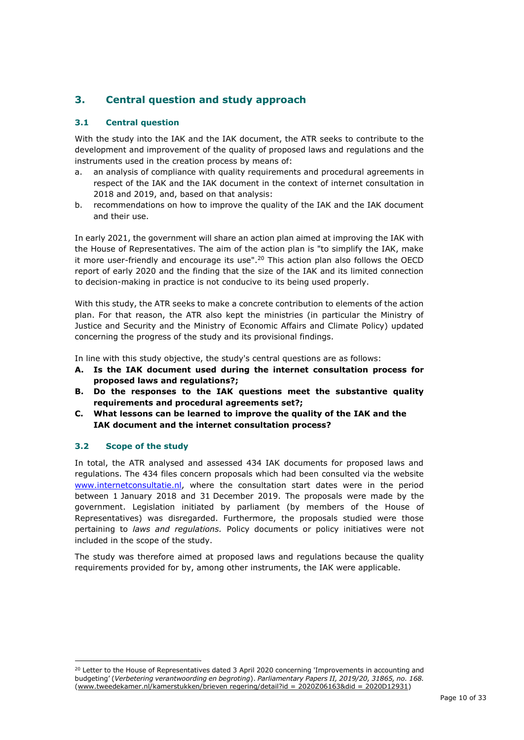## 3. Central question and study approach

### 3.1 Central question

With the study into the IAK and the IAK document, the ATR seeks to contribute to the development and improvement of the quality of proposed laws and regulations and the instruments used in the creation process by means of:

a. an analysis of compliance with quality requirements and procedural agreements in respect of the IAK and the IAK document in the context of internet consultation in 2018 and 2019, and, based on that analysis:
b. recommendations on how to improve the quality of the IAK and the IAK document and their use.

In early 2021, the government will share an action plan aimed at improving the IAK with the House of Representatives. The aim of the action plan is "to simplify the IAK, make it more user-friendly and encourage its use".[20] This action plan also follows the OECD report of early 2020 and the finding that the size of the IAK and its limited connection to decision-making in practice is not conducive to its being used properly.

With this study, the ATR seeks to make a concrete contribution to elements of the action plan. For that reason, the ATR also kept the ministries (in particular the Ministry of Justice and Security and the Ministry of Economic Affairs and Climate Policy) updated concerning the progress of the study and its provisional findings.

In line with this study objective, the study's central questions are as follows:

**A. Is the IAK document used during the internet consultation process for proposed laws and regulations?;**
**B. Do the responses to the IAK questions meet the substantive quality requirements and procedural agreements set?;**
**C. What lessons can be learned to improve the quality of the IAK and the IAK document and the internet consultation process?**

### 3.2 Scope of the study

In total, the ATR analysed and assessed 434 IAK documents for proposed laws and regulations. The 434 files concern proposals which had been consulted via the website www.internetconsultatie.nl, where the consultation start dates were in the period between 1 January 2018 and 31 December 2019. The proposals were made by the government. Legislation initiated by parliament (by members of the House of Representatives) was disregarded. Furthermore, the proposals studied were those pertaining to *laws and regulations.* Policy documents or policy initiatives were not included in the scope of the study.

The study was therefore aimed at proposed laws and regulations because the quality requirements provided for by, among other instruments, the IAK were applicable.

---

[20] Letter to the House of Representatives dated 3 April 2020 concerning 'Improvements in accounting and budgeting' (*Verbetering verantwoording en begroting*). *Parliamentary Papers II, 2019/20, 31865, no. 168.* (www.tweedekamer.nl/kamerstukken/brieven regering/detail?id = 2020Z06163&did = 2020D12931)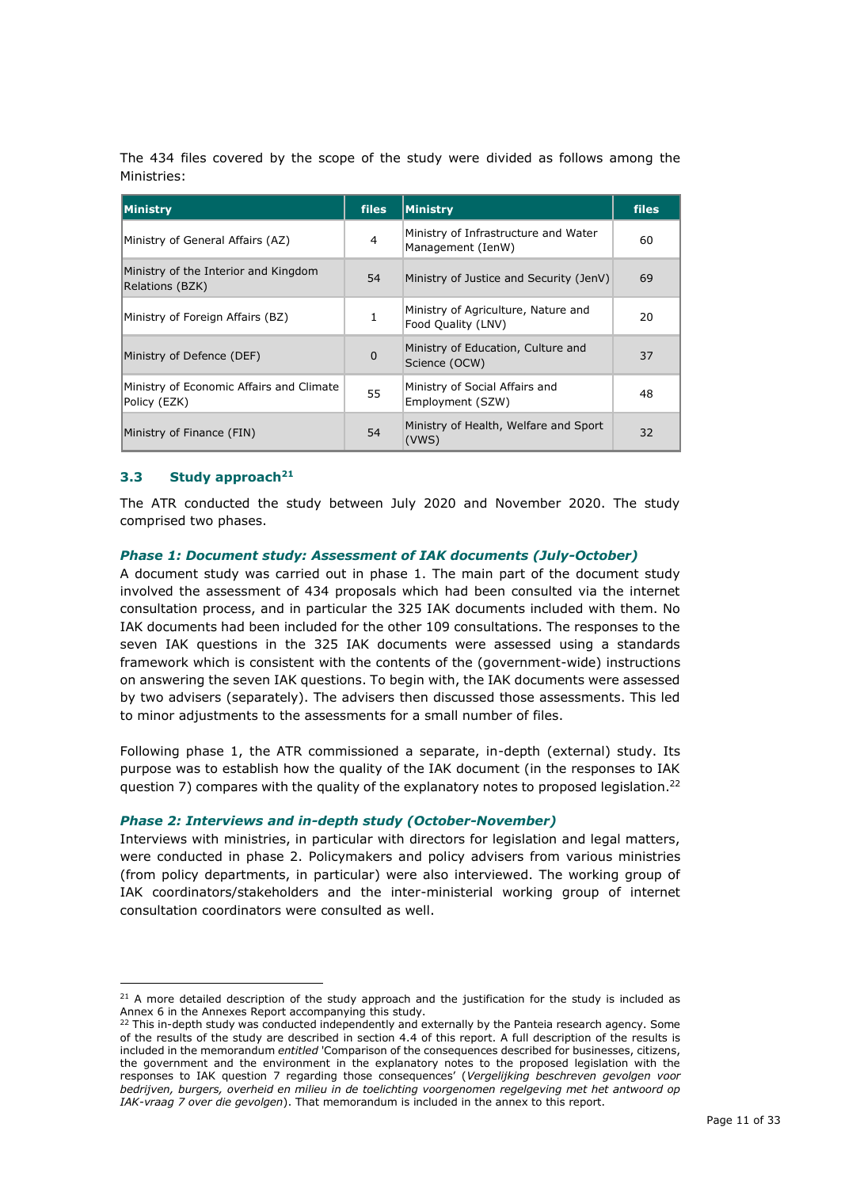The 434 files covered by the scope of the study were divided as follows among the Ministries:

| Ministry | files | Ministry | files |
|---|---|---|---|
| Ministry of General Affairs (AZ) | 4 | Ministry of Infrastructure and Water Management (IenW) | 60 |
| Ministry of the Interior and Kingdom Relations (BZK) | 54 | Ministry of Justice and Security (JenV) | 69 |
| Ministry of Foreign Affairs (BZ) | 1 | Ministry of Agriculture, Nature and Food Quality (LNV) | 20 |
| Ministry of Defence (DEF) | 0 | Ministry of Education, Culture and Science (OCW) | 37 |
| Ministry of Economic Affairs and Climate Policy (EZK) | 55 | Ministry of Social Affairs and Employment (SZW) | 48 |
| Ministry of Finance (FIN) | 54 | Ministry of Health, Welfare and Sport (VWS) | 32 |

### 3.3 Study approach[21]

The ATR conducted the study between July 2020 and November 2020. The study comprised two phases.

***Phase 1: Document study: Assessment of IAK documents (July-October)***

A document study was carried out in phase 1. The main part of the document study involved the assessment of 434 proposals which had been consulted via the internet consultation process, and in particular the 325 IAK documents included with them. No IAK documents had been included for the other 109 consultations. The responses to the seven IAK questions in the 325 IAK documents were assessed using a standards framework which is consistent with the contents of the (government-wide) instructions on answering the seven IAK questions. To begin with, the IAK documents were assessed by two advisers (separately). The advisers then discussed those assessments. This led to minor adjustments to the assessments for a small number of files.

Following phase 1, the ATR commissioned a separate, in-depth (external) study. Its purpose was to establish how the quality of the IAK document (in the responses to IAK question 7) compares with the quality of the explanatory notes to proposed legislation.[22]

***Phase 2: Interviews and in-depth study (October-November)***

Interviews with ministries, in particular with directors for legislation and legal matters, were conducted in phase 2. Policymakers and policy advisers from various ministries (from policy departments, in particular) were also interviewed. The working group of IAK coordinators/stakeholders and the inter-ministerial working group of internet consultation coordinators were consulted as well.

---

[21] A more detailed description of the study approach and the justification for the study is included as Annex 6 in the Annexes Report accompanying this study.

[22] This in-depth study was conducted independently and externally by the Panteia research agency. Some of the results of the study are described in section 4.4 of this report. A full description of the results is included in the memorandum *entitled* 'Comparison of the consequences described for businesses, citizens, the government and the environment in the explanatory notes to the proposed legislation with the responses to IAK question 7 regarding those consequences' (*Vergelijking beschreven gevolgen voor bedrijven, burgers, overheid en milieu in de toelichting voorgenomen regelgeving met het antwoord op IAK-vraag 7 over die gevolgen*). That memorandum is included in the annex to this report.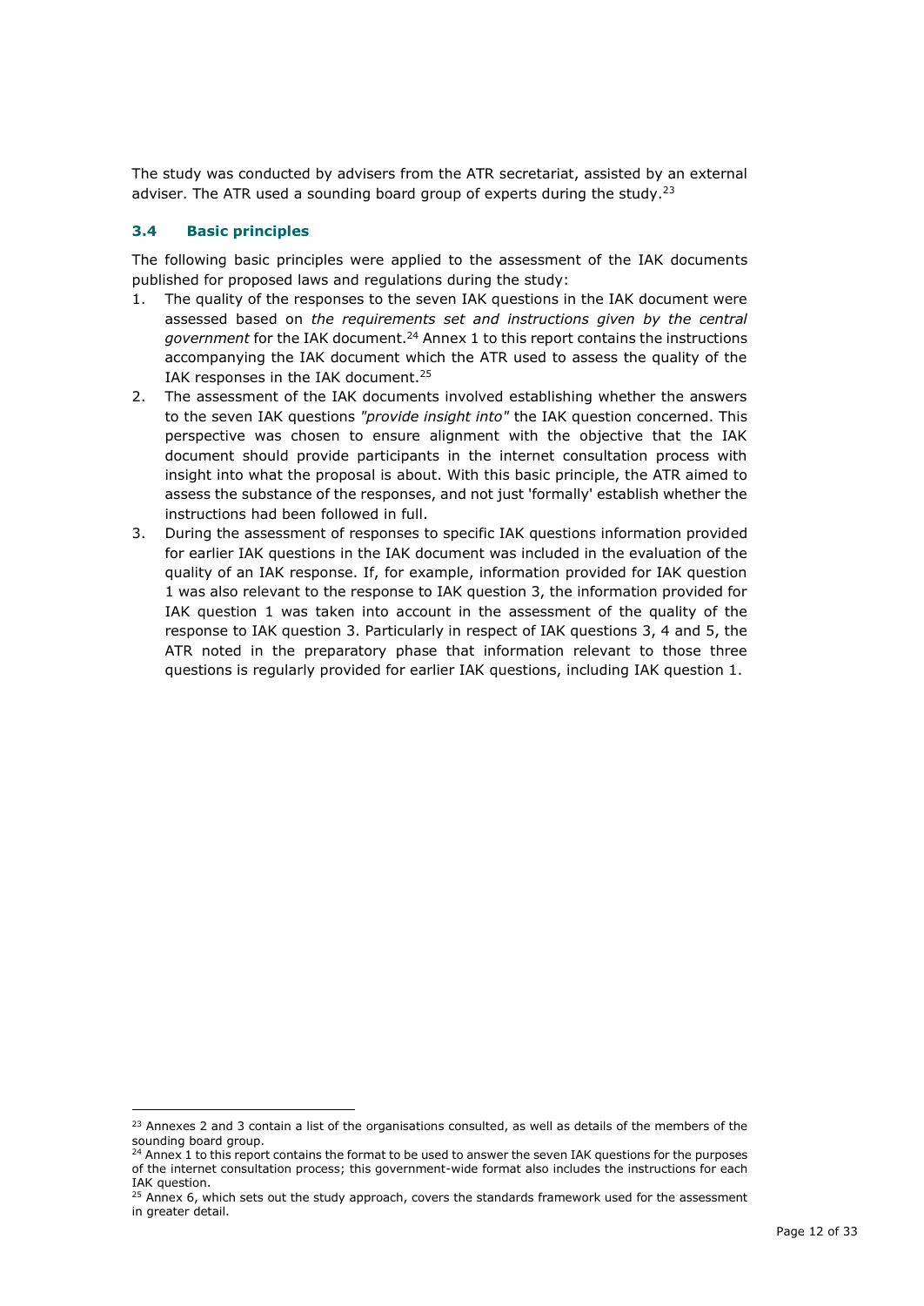The study was conducted by advisers from the ATR secretariat, assisted by an external adviser. The ATR used a sounding board group of experts during the study.[23]

### 3.4 Basic principles

The following basic principles were applied to the assessment of the IAK documents published for proposed laws and regulations during the study:

1. The quality of the responses to the seven IAK questions in the IAK document were assessed based on *the requirements set and instructions given by the central government* for the IAK document.[24] Annex 1 to this report contains the instructions accompanying the IAK document which the ATR used to assess the quality of the IAK responses in the IAK document.[25]
2. The assessment of the IAK documents involved establishing whether the answers to the seven IAK questions *"provide insight into"* the IAK question concerned. This perspective was chosen to ensure alignment with the objective that the IAK document should provide participants in the internet consultation process with insight into what the proposal is about. With this basic principle, the ATR aimed to assess the substance of the responses, and not just 'formally' establish whether the instructions had been followed in full.
3. During the assessment of responses to specific IAK questions information provided for earlier IAK questions in the IAK document was included in the evaluation of the quality of an IAK response. If, for example, information provided for IAK question 1 was also relevant to the response to IAK question 3, the information provided for IAK question 1 was taken into account in the assessment of the quality of the response to IAK question 3. Particularly in respect of IAK questions 3, 4 and 5, the ATR noted in the preparatory phase that information relevant to those three questions is regularly provided for earlier IAK questions, including IAK question 1.

---

[23] Annexes 2 and 3 contain a list of the organisations consulted, as well as details of the members of the sounding board group.

[24] Annex 1 to this report contains the format to be used to answer the seven IAK questions for the purposes of the internet consultation process; this government-wide format also includes the instructions for each IAK question.

[25] Annex 6, which sets out the study approach, covers the standards framework used for the assessment in greater detail.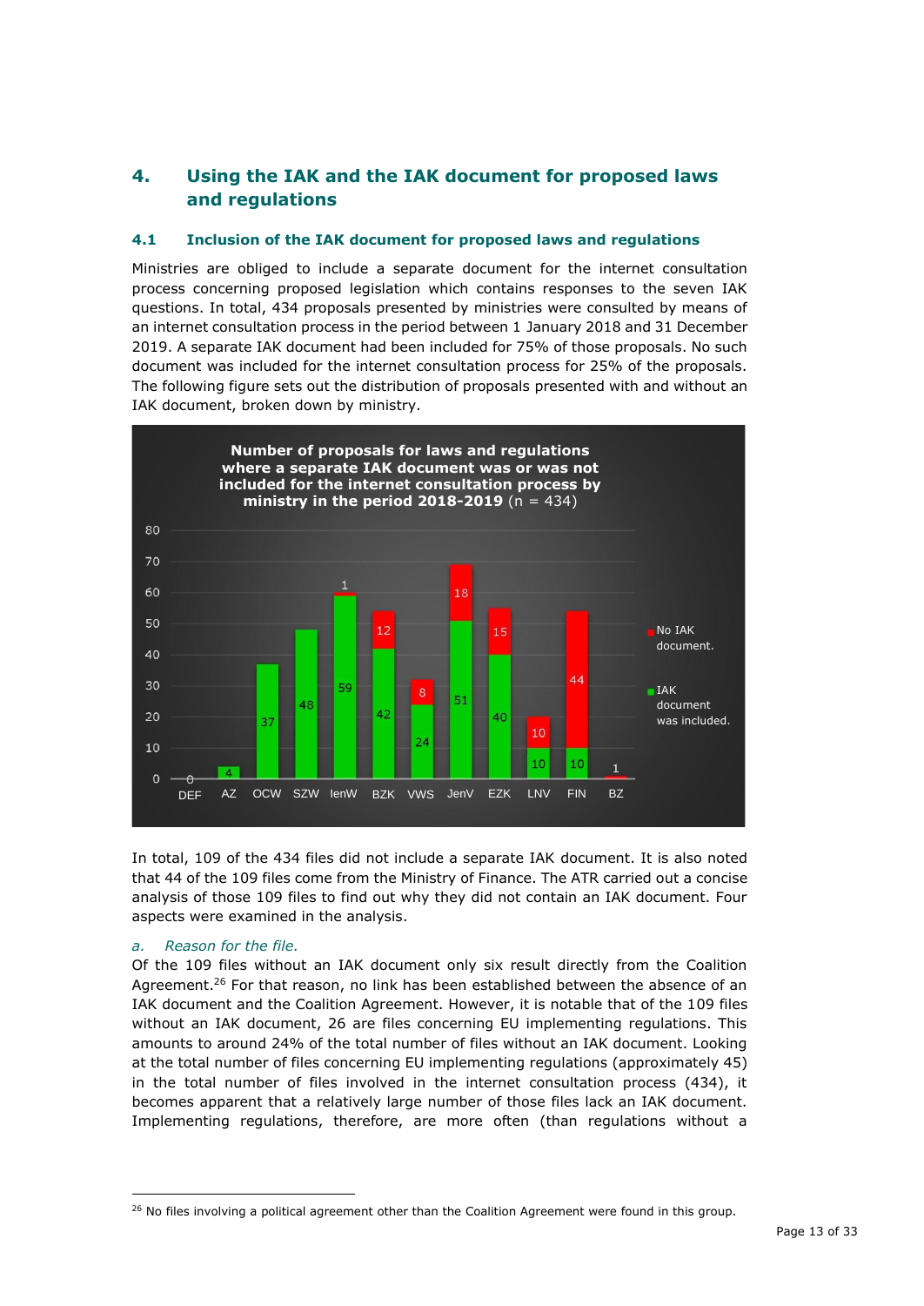## 4. Using the IAK and the IAK document for proposed laws and regulations

### 4.1 Inclusion of the IAK document for proposed laws and regulations

Ministries are obliged to include a separate document for the internet consultation process concerning proposed legislation which contains responses to the seven IAK questions. In total, 434 proposals presented by ministries were consulted by means of an internet consultation process in the period between 1 January 2018 and 31 December 2019. A separate IAK document had been included for 75% of those proposals. No such document was included for the internet consultation process for 25% of the proposals. The following figure sets out the distribution of proposals presented with and without an IAK document, broken down by ministry.

**Number of proposals for laws and regulations where a separate IAK document was or was not included for the internet consultation process by ministry in the period 2018-2019** (n = 434)

| Ministry | IAK document was included. | No IAK document. |
|---|---|---|
| DEF | 0 | |
| AZ | 4 | |
| OCW | 37 | |
| SZW | 48 | |
| IenW | 59 | 1 |
| BZK | 42 | 12 |
| VWS | 24 | 8 |
| JenV | 51 | 18 |
| EZK | 40 | 15 |
| LNV | 10 | 10 |
| FIN | 10 | 44 |
| BZ | | 1 |

In total, 109 of the 434 files did not include a separate IAK document. It is also noted that 44 of the 109 files come from the Ministry of Finance. The ATR carried out a concise analysis of those 109 files to find out why they did not contain an IAK document. Four aspects were examined in the analysis.

*a. Reason for the file.*

Of the 109 files without an IAK document only six result directly from the Coalition Agreement.[26] For that reason, no link has been established between the absence of an IAK document and the Coalition Agreement. However, it is notable that of the 109 files without an IAK document, 26 are files concerning EU implementing regulations. This amounts to around 24% of the total number of files without an IAK document. Looking at the total number of files concerning EU implementing regulations (approximately 45) in the total number of files involved in the internet consultation process (434), it becomes apparent that a relatively large number of those files lack an IAK document. Implementing regulations, therefore, are more often (than regulations without a

---

[26] No files involving a political agreement other than the Coalition Agreement were found in this group.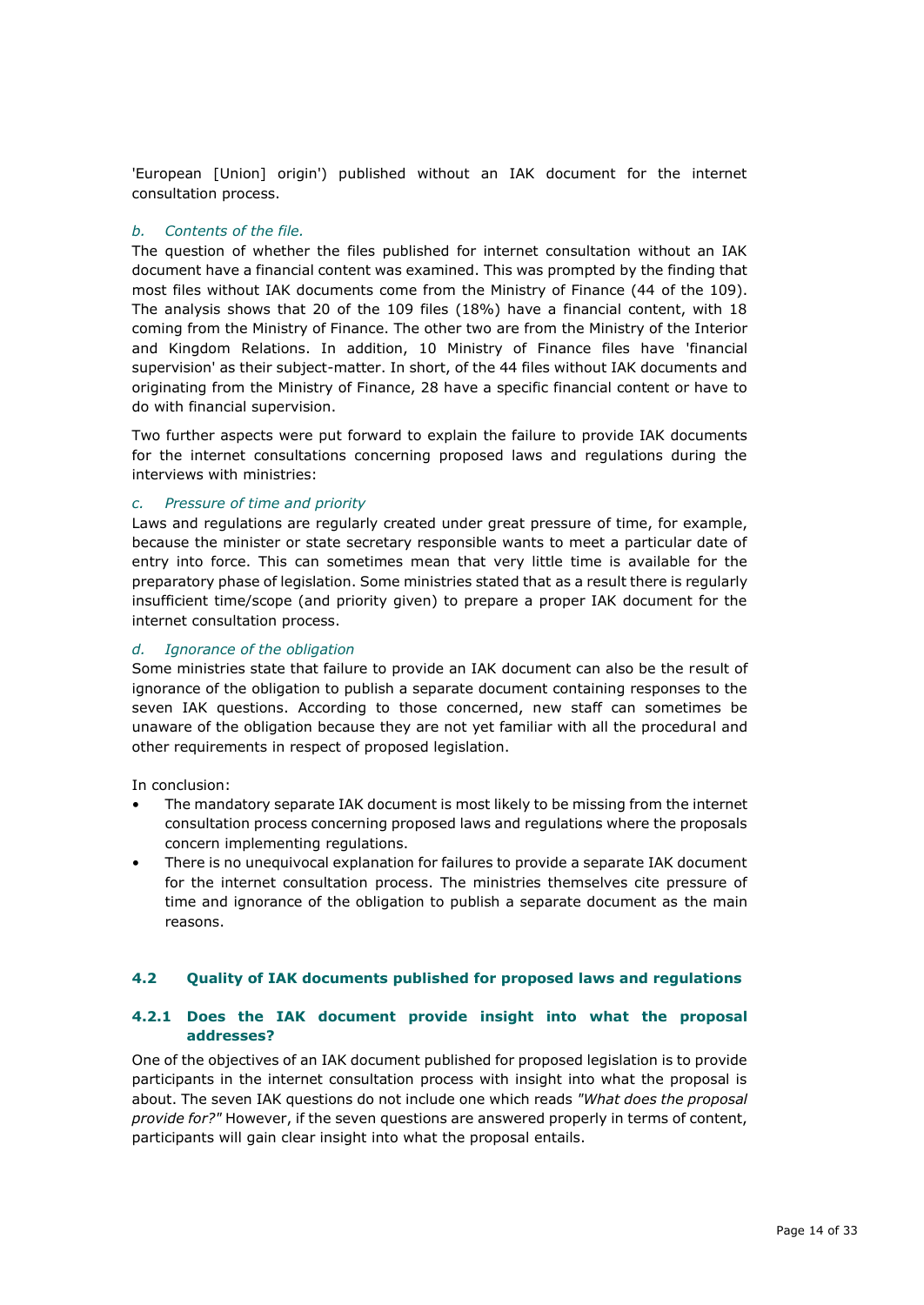'European [Union] origin') published without an IAK document for the internet consultation process.

*b. Contents of the file.*

The question of whether the files published for internet consultation without an IAK document have a financial content was examined. This was prompted by the finding that most files without IAK documents come from the Ministry of Finance (44 of the 109). The analysis shows that 20 of the 109 files (18%) have a financial content, with 18 coming from the Ministry of Finance. The other two are from the Ministry of the Interior and Kingdom Relations. In addition, 10 Ministry of Finance files have 'financial supervision' as their subject-matter. In short, of the 44 files without IAK documents and originating from the Ministry of Finance, 28 have a specific financial content or have to do with financial supervision.

Two further aspects were put forward to explain the failure to provide IAK documents for the internet consultations concerning proposed laws and regulations during the interviews with ministries:

*c. Pressure of time and priority*

Laws and regulations are regularly created under great pressure of time, for example, because the minister or state secretary responsible wants to meet a particular date of entry into force. This can sometimes mean that very little time is available for the preparatory phase of legislation. Some ministries stated that as a result there is regularly insufficient time/scope (and priority given) to prepare a proper IAK document for the internet consultation process.

*d. Ignorance of the obligation*

Some ministries state that failure to provide an IAK document can also be the result of ignorance of the obligation to publish a separate document containing responses to the seven IAK questions. According to those concerned, new staff can sometimes be unaware of the obligation because they are not yet familiar with all the procedural and other requirements in respect of proposed legislation.

In conclusion:

- The mandatory separate IAK document is most likely to be missing from the internet consultation process concerning proposed laws and regulations where the proposals concern implementing regulations.
- There is no unequivocal explanation for failures to provide a separate IAK document for the internet consultation process. The ministries themselves cite pressure of time and ignorance of the obligation to publish a separate document as the main reasons.

## 4.2 Quality of IAK documents published for proposed laws and regulations

### 4.2.1 Does the IAK document provide insight into what the proposal addresses?

One of the objectives of an IAK document published for proposed legislation is to provide participants in the internet consultation process with insight into what the proposal is about. The seven IAK questions do not include one which reads *"What does the proposal provide for?"* However, if the seven questions are answered properly in terms of content, participants will gain clear insight into what the proposal entails.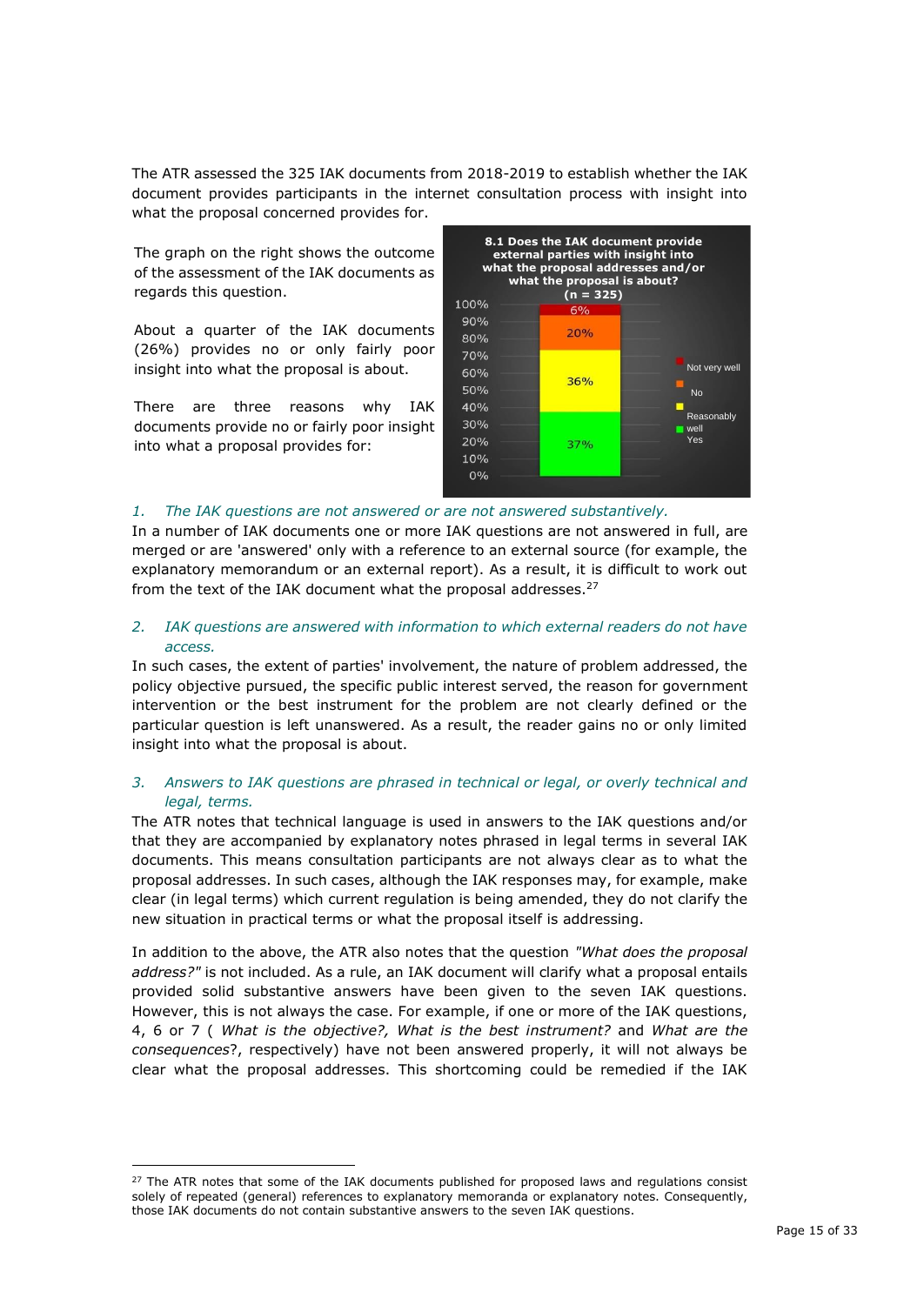The ATR assessed the 325 IAK documents from 2018-2019 to establish whether the IAK document provides participants in the internet consultation process with insight into what the proposal concerned provides for.

The graph on the right shows the outcome of the assessment of the IAK documents as regards this question.

About a quarter of the IAK documents (26%) provides no or only fairly poor insight into what the proposal is about.

There are three reasons why IAK documents provide no or fairly poor insight into what a proposal provides for:

**8.1 Does the IAK document provide external parties with insight into what the proposal addresses and/or what the proposal is about? (n = 325)**

| Response | Share |
|---|---|
| Not very well | 6% |
| No | 20% |
| Reasonably well | 36% |
| Yes | 37% |

1. *The IAK questions are not answered or are not answered substantively.*

In a number of IAK documents one or more IAK questions are not answered in full, are merged or are 'answered' only with a reference to an external source (for example, the explanatory memorandum or an external report). As a result, it is difficult to work out from the text of the IAK document what the proposal addresses.[27]

2. *IAK questions are answered with information to which external readers do not have access.*

In such cases, the extent of parties' involvement, the nature of problem addressed, the policy objective pursued, the specific public interest served, the reason for government intervention or the best instrument for the problem are not clearly defined or the particular question is left unanswered. As a result, the reader gains no or only limited insight into what the proposal is about.

3. *Answers to IAK questions are phrased in technical or legal, or overly technical and legal, terms.*

The ATR notes that technical language is used in answers to the IAK questions and/or that they are accompanied by explanatory notes phrased in legal terms in several IAK documents. This means consultation participants are not always clear as to what the proposal addresses. In such cases, although the IAK responses may, for example, make clear (in legal terms) which current regulation is being amended, they do not clarify the new situation in practical terms or what the proposal itself is addressing.

In addition to the above, the ATR also notes that the question *"What does the proposal address?"* is not included. As a rule, an IAK document will clarify what a proposal entails provided solid substantive answers have been given to the seven IAK questions. However, this is not always the case. For example, if one or more of the IAK questions, 4, 6 or 7 ( *What is the objective?, What is the best instrument?* and *What are the consequences*?, respectively) have not been answered properly, it will not always be clear what the proposal addresses. This shortcoming could be remedied if the IAK

---

[27] The ATR notes that some of the IAK documents published for proposed laws and regulations consist solely of repeated (general) references to explanatory memoranda or explanatory notes. Consequently, those IAK documents do not contain substantive answers to the seven IAK questions.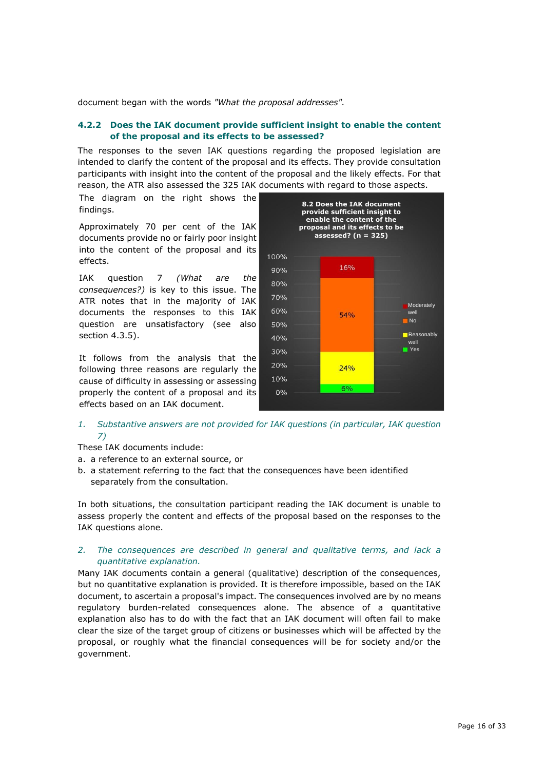document began with the words *"What the proposal addresses".*

### 4.2.2 Does the IAK document provide sufficient insight to enable the content of the proposal and its effects to be assessed?

The responses to the seven IAK questions regarding the proposed legislation are intended to clarify the content of the proposal and its effects. They provide consultation participants with insight into the content of the proposal and the likely effects. For that reason, the ATR also assessed the 325 IAK documents with regard to those aspects.

The diagram on the right shows the findings.

Approximately 70 per cent of the IAK documents provide no or fairly poor insight into the content of the proposal and its effects.

IAK question 7 *(What are the consequences?)* is key to this issue. The ATR notes that in the majority of IAK documents the responses to this IAK question are unsatisfactory (see also section 4.3.5).

It follows from the analysis that the following three reasons are regularly the cause of difficulty in assessing or assessing properly the content of a proposal and its effects based on an IAK document.

**8.2 Does the IAK document provide sufficient insight to enable the content of the proposal and its effects to be assessed? (n = 325)**

| Answer | Share |
|---|---|
| Moderately well | 16% |
| No | 54% |
| Reasonably well | 24% |
| Yes | 6% |

1. *Substantive answers are not provided for IAK questions (in particular, IAK question 7)*

These IAK documents include:

a. a reference to an external source, or
b. a statement referring to the fact that the consequences have been identified separately from the consultation.

In both situations, the consultation participant reading the IAK document is unable to assess properly the content and effects of the proposal based on the responses to the IAK questions alone.

2. *The consequences are described in general and qualitative terms, and lack a quantitative explanation.*

Many IAK documents contain a general (qualitative) description of the consequences, but no quantitative explanation is provided. It is therefore impossible, based on the IAK document, to ascertain a proposal's impact. The consequences involved are by no means regulatory burden-related consequences alone. The absence of a quantitative explanation also has to do with the fact that an IAK document will often fail to make clear the size of the target group of citizens or businesses which will be affected by the proposal, or roughly what the financial consequences will be for society and/or the government.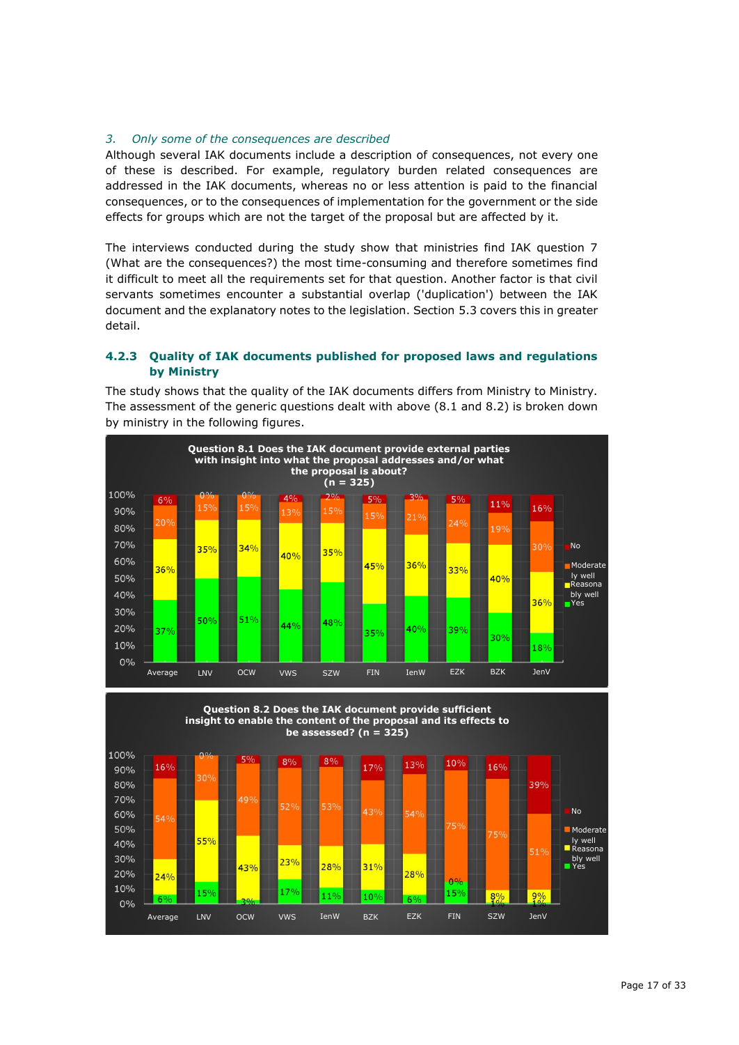*3. Only some of the consequences are described*

Although several IAK documents include a description of consequences, not every one of these is described. For example, regulatory burden related consequences are addressed in the IAK documents, whereas no or less attention is paid to the financial consequences, or to the consequences of implementation for the government or the side effects for groups which are not the target of the proposal but are affected by it.

The interviews conducted during the study show that ministries find IAK question 7 (What are the consequences?) the most time-consuming and therefore sometimes find it difficult to meet all the requirements set for that question. Another factor is that civil servants sometimes encounter a substantial overlap ('duplication') between the IAK document and the explanatory notes to the legislation. Section 5.3 covers this in greater detail.

### 4.2.3 Quality of IAK documents published for proposed laws and regulations by Ministry

The study shows that the quality of the IAK documents differs from Ministry to Ministry. The assessment of the generic questions dealt with above (8.1 and 8.2) is broken down by ministry in the following figures.

**Question 8.1 Does the IAK document provide external parties with insight into what the proposal addresses and/or what the proposal is about? (n = 325)**

| | Average | LNV | OCW | VWS | SZW | FIN | IenW | EZK | BZK | JenV |
|---|---|---|---|---|---|---|---|---|---|---|
| No | 6% | 0% | 0% | 4% | 2% | 5% | 3% | 5% | 11% | 16% |
| Moderately well | 20% | 15% | 15% | 13% | 15% | 15% | 21% | 24% | 19% | 30% |
| Reasonably well | 36% | 35% | 34% | 40% | 35% | 45% | 36% | 33% | 40% | 36% |
| Yes | 37% | 50% | 51% | 44% | 48% | 35% | 40% | 39% | 30% | 18% |

**Question 8.2 Does the IAK document provide sufficient insight to enable the content of the proposal and its effects to be assessed? (n = 325)**

| | Average | LNV | OCW | VWS | IenW | BZK | EZK | FIN | SZW | JenV |
|---|---|---|---|---|---|---|---|---|---|---|
| No | 16% | 0% | 5% | 8% | 8% | 17% | 13% | 10% | 16% | 39% |
| Moderately well | 54% | 30% | 49% | 52% | 53% | 43% | 54% | 75% | 75% | 51% |
| Reasonably well | 24% | 55% | 43% | 23% | 28% | 31% | 28% | 0% | 8% | 9% |
| Yes | 6% | 15% | 3% | 17% | 11% | 10% | 6% | 15% | 1% | 1% |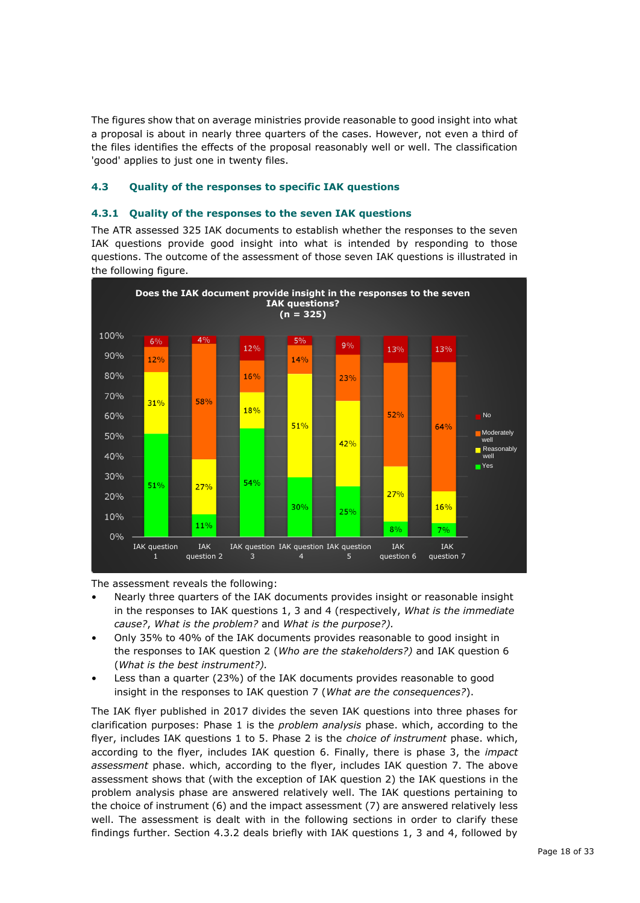The figures show that on average ministries provide reasonable to good insight into what a proposal is about in nearly three quarters of the cases. However, not even a third of the files identifies the effects of the proposal reasonably well or well. The classification 'good' applies to just one in twenty files.

### 4.3 Quality of the responses to specific IAK questions

#### 4.3.1 Quality of the responses to the seven IAK questions

The ATR assessed 325 IAK documents to establish whether the responses to the seven IAK questions provide good insight into what is intended by responding to those questions. The outcome of the assessment of those seven IAK questions is illustrated in the following figure.

**Does the IAK document provide insight in the responses to the seven IAK questions? (n = 325)**

| | IAK question 1 | IAK question 2 | IAK question 3 | IAK question 4 | IAK question 5 | IAK question 6 | IAK question 7 |
|---|---|---|---|---|---|---|---|
| No | 6% | 4% | 12% | 5% | 9% | 13% | 13% |
| Moderately well | 12% | 58% | 16% | 14% | 23% | 52% | 64% |
| Reasonably well | 31% | 27% | 18% | 51% | 42% | 27% | 16% |
| Yes | 51% | 11% | 54% | 30% | 25% | 8% | 7% |

The assessment reveals the following:

- Nearly three quarters of the IAK documents provides insight or reasonable insight in the responses to IAK questions 1, 3 and 4 (respectively, *What is the immediate cause?*, *What is the problem?* and *What is the purpose?).*
- Only 35% to 40% of the IAK documents provides reasonable to good insight in the responses to IAK question 2 (*Who are the stakeholders?)* and IAK question 6 (*What is the best instrument?).*
- Less than a quarter (23%) of the IAK documents provides reasonable to good insight in the responses to IAK question 7 (*What are the consequences?*).

The IAK flyer published in 2017 divides the seven IAK questions into three phases for clarification purposes: Phase 1 is the *problem analysis* phase. which, according to the flyer, includes IAK questions 1 to 5. Phase 2 is the *choice of instrument* phase. which, according to the flyer, includes IAK question 6. Finally, there is phase 3, the *impact assessment* phase. which, according to the flyer, includes IAK question 7. The above assessment shows that (with the exception of IAK question 2) the IAK questions in the problem analysis phase are answered relatively well. The IAK questions pertaining to the choice of instrument (6) and the impact assessment (7) are answered relatively less well. The assessment is dealt with in the following sections in order to clarify these findings further. Section 4.3.2 deals briefly with IAK questions 1, 3 and 4, followed by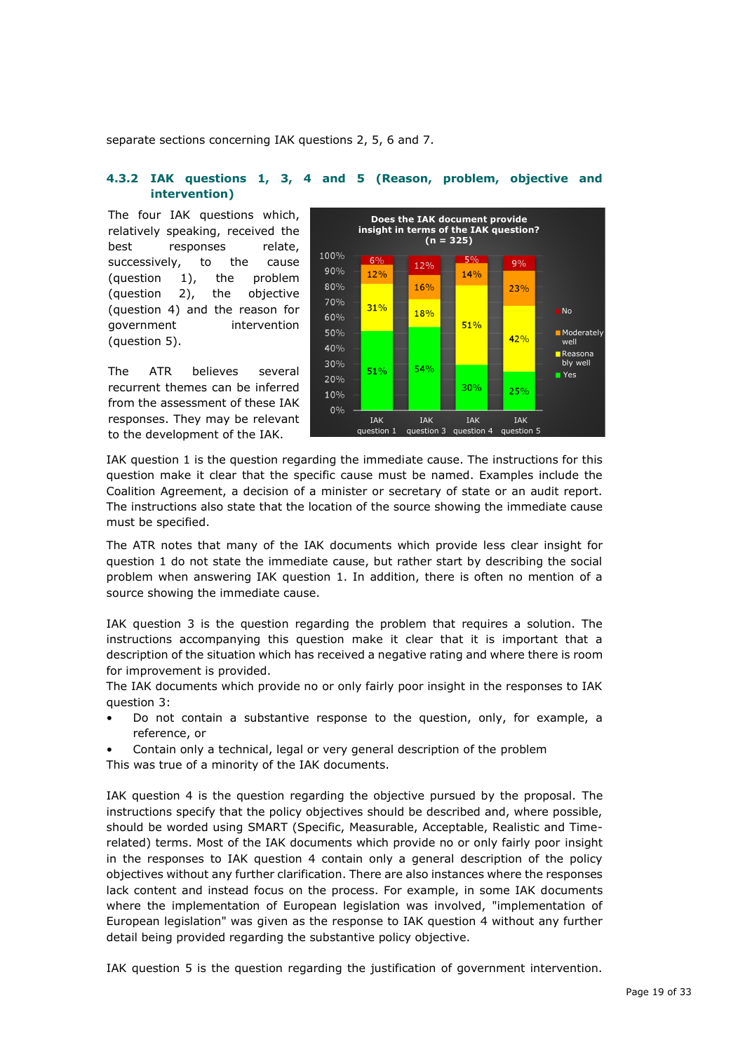separate sections concerning IAK questions 2, 5, 6 and 7.

### 4.3.2 IAK questions 1, 3, 4 and 5 (Reason, problem, objective and intervention)

The four IAK questions which, relatively speaking, received the best responses relate, successively, to the cause (question 1), the problem (question 2), the objective (question 4) and the reason for government intervention (question 5).

The ATR believes several recurrent themes can be inferred from the assessment of these IAK responses. They may be relevant to the development of the IAK.

**Does the IAK document provide insight in terms of the IAK question? (n = 325)**

| | IAK question 1 | IAK question 3 | IAK question 4 | IAK question 5 |
|---|---|---|---|---|
| No | 6% | 12% | 5% | 9% |
| Moderately well | 12% | 16% | 14% | 23% |
| Reasonably well | 31% | 18% | 51% | 42% |
| Yes | 51% | 54% | 30% | 25% |

IAK question 1 is the question regarding the immediate cause. The instructions for this question make it clear that the specific cause must be named. Examples include the Coalition Agreement, a decision of a minister or secretary of state or an audit report. The instructions also state that the location of the source showing the immediate cause must be specified.

The ATR notes that many of the IAK documents which provide less clear insight for question 1 do not state the immediate cause, but rather start by describing the social problem when answering IAK question 1. In addition, there is often no mention of a source showing the immediate cause.

IAK question 3 is the question regarding the problem that requires a solution. The instructions accompanying this question make it clear that it is important that a description of the situation which has received a negative rating and where there is room for improvement is provided.
The IAK documents which provide no or only fairly poor insight in the responses to IAK question 3:

- Do not contain a substantive response to the question, only, for example, a reference, or
- Contain only a technical, legal or very general description of the problem

This was true of a minority of the IAK documents.

IAK question 4 is the question regarding the objective pursued by the proposal. The instructions specify that the policy objectives should be described and, where possible, should be worded using SMART (Specific, Measurable, Acceptable, Realistic and Time-related) terms. Most of the IAK documents which provide no or only fairly poor insight in the responses to IAK question 4 contain only a general description of the policy objectives without any further clarification. There are also instances where the responses lack content and instead focus on the process. For example, in some IAK documents where the implementation of European legislation was involved, "implementation of European legislation" was given as the response to IAK question 4 without any further detail being provided regarding the substantive policy objective.

IAK question 5 is the question regarding the justification of government intervention.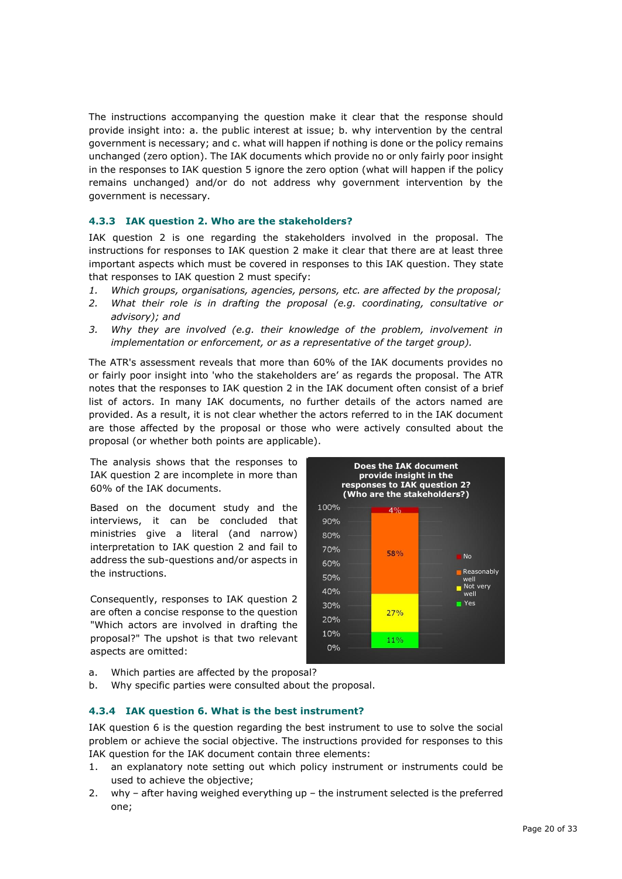The instructions accompanying the question make it clear that the response should provide insight into: a. the public interest at issue; b. why intervention by the central government is necessary; and c. what will happen if nothing is done or the policy remains unchanged (zero option). The IAK documents which provide no or only fairly poor insight in the responses to IAK question 5 ignore the zero option (what will happen if the policy remains unchanged) and/or do not address why government intervention by the government is necessary.

### 4.3.3 IAK question 2. Who are the stakeholders?

IAK question 2 is one regarding the stakeholders involved in the proposal. The instructions for responses to IAK question 2 make it clear that there are at least three important aspects which must be covered in responses to this IAK question. They state that responses to IAK question 2 must specify:

1. *Which groups, organisations, agencies, persons, etc. are affected by the proposal;*
2. *What their role is in drafting the proposal (e.g. coordinating, consultative or advisory); and*
3. *Why they are involved (e.g. their knowledge of the problem, involvement in implementation or enforcement, or as a representative of the target group).*

The ATR's assessment reveals that more than 60% of the IAK documents provides no or fairly poor insight into 'who the stakeholders are' as regards the proposal. The ATR notes that the responses to IAK question 2 in the IAK document often consist of a brief list of actors. In many IAK documents, no further details of the actors named are provided. As a result, it is not clear whether the actors referred to in the IAK document are those affected by the proposal or those who were actively consulted about the proposal (or whether both points are applicable).

The analysis shows that the responses to IAK question 2 are incomplete in more than 60% of the IAK documents.

Based on the document study and the interviews, it can be concluded that ministries give a literal (and narrow) interpretation to IAK question 2 and fail to address the sub-questions and/or aspects in the instructions.

**Does the IAK document provide insight in the responses to IAK question 2? (Who are the stakeholders?)**

| Response | Share |
|---|---|
| No | 4% |
| Reasonably well | 58% |
| Not very well | 27% |
| Yes | 11% |

Consequently, responses to IAK question 2 are often a concise response to the question "Which actors are involved in drafting the proposal?" The upshot is that two relevant aspects are omitted:

a. Which parties are affected by the proposal?
b. Why specific parties were consulted about the proposal.

### 4.3.4 IAK question 6. What is the best instrument?

IAK question 6 is the question regarding the best instrument to use to solve the social problem or achieve the social objective. The instructions provided for responses to this IAK question for the IAK document contain three elements:

1. an explanatory note setting out which policy instrument or instruments could be used to achieve the objective;
2. why – after having weighed everything up – the instrument selected is the preferred one;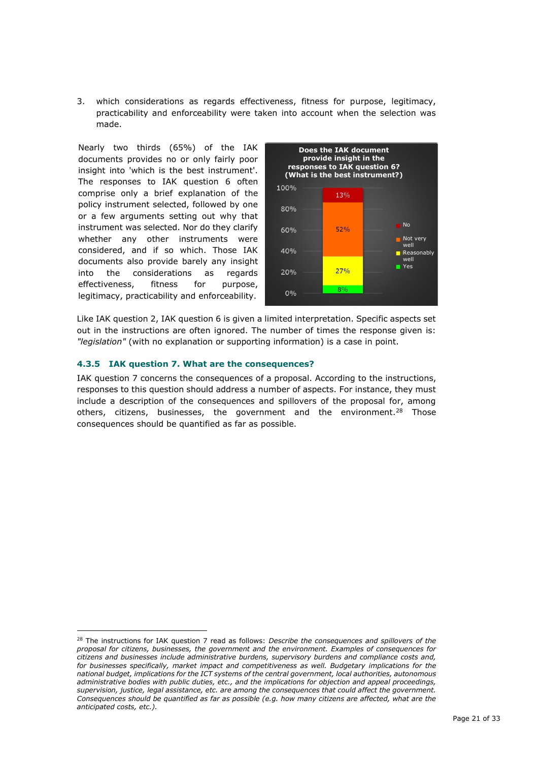3. which considerations as regards effectiveness, fitness for purpose, legitimacy, practicability and enforceability were taken into account when the selection was made.

Nearly two thirds (65%) of the IAK documents provides no or only fairly poor insight into 'which is the best instrument'. The responses to IAK question 6 often comprise only a brief explanation of the policy instrument selected, followed by one or a few arguments setting out why that instrument was selected. Nor do they clarify whether any other instruments were considered, and if so which. Those IAK documents also provide barely any insight into the considerations as regards effectiveness, fitness for purpose, legitimacy, practicability and enforceability.

**Does the IAK document provide insight in the responses to IAK question 6? (What is the best instrument?)**

| Response | Share |
| --- | --- |
| No | 13% |
| Not very well | 52% |
| Reasonably well | 27% |
| Yes | 8% |

Like IAK question 2, IAK question 6 is given a limited interpretation. Specific aspects set out in the instructions are often ignored. The number of times the response given is: *"legislation"* (with no explanation or supporting information) is a case in point.

### 4.3.5 IAK question 7. What are the consequences?

IAK question 7 concerns the consequences of a proposal. According to the instructions, responses to this question should address a number of aspects. For instance, they must include a description of the consequences and spillovers of the proposal for, among others, citizens, businesses, the government and the environment.[28] Those consequences should be quantified as far as possible.

[28] The instructions for IAK question 7 read as follows: *Describe the consequences and spillovers of the proposal for citizens, businesses, the government and the environment. Examples of consequences for citizens and businesses include administrative burdens, supervisory burdens and compliance costs and, for businesses specifically, market impact and competitiveness as well. Budgetary implications for the national budget, implications for the ICT systems of the central government, local authorities, autonomous administrative bodies with public duties, etc., and the implications for objection and appeal proceedings, supervision, justice, legal assistance, etc. are among the consequences that could affect the government. Consequences should be quantified as far as possible (e.g. how many citizens are affected, what are the anticipated costs, etc.).*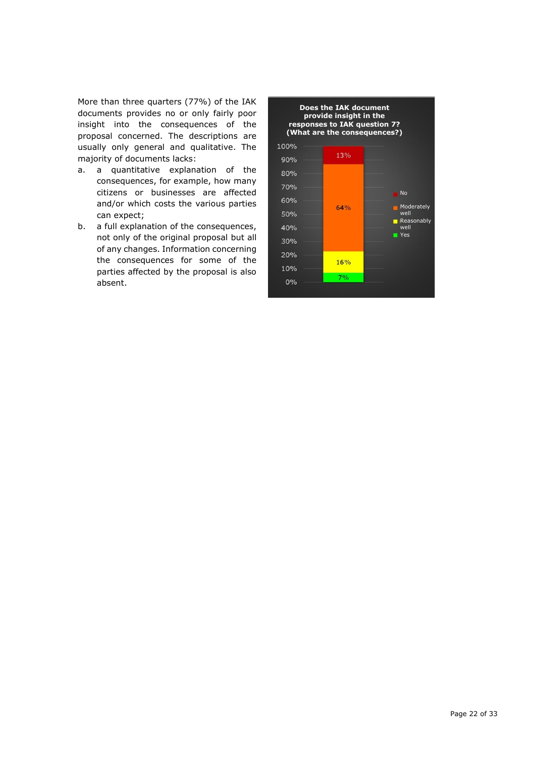More than three quarters (77%) of the IAK documents provides no or only fairly poor insight into the consequences of the proposal concerned. The descriptions are usually only general and qualitative. The majority of documents lacks:

a. a quantitative explanation of the consequences, for example, how many citizens or businesses are affected and/or which costs the various parties can expect;
b. a full explanation of the consequences, not only of the original proposal but all of any changes. Information concerning the consequences for some of the parties affected by the proposal is also absent.

**Does the IAK document provide insight in the responses to IAK question 7? (What are the consequences?)**

| Response | Percentage |
|---|---|
| No | 13% |
| Moderately well | 64% |
| Reasonably well | 16% |
| Yes | 7% |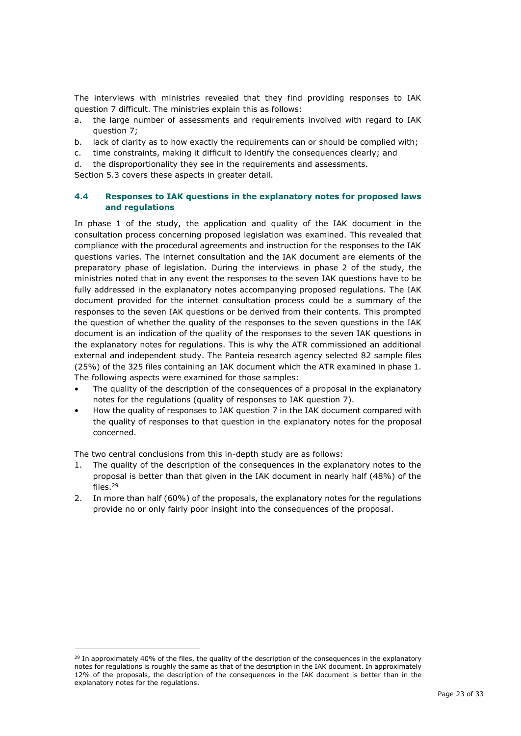The interviews with ministries revealed that they find providing responses to IAK question 7 difficult. The ministries explain this as follows:

a. the large number of assessments and requirements involved with regard to IAK question 7;
b. lack of clarity as to how exactly the requirements can or should be complied with;
c. time constraints, making it difficult to identify the consequences clearly; and
d. the disproportionality they see in the requirements and assessments.

Section 5.3 covers these aspects in greater detail.

### 4.4 Responses to IAK questions in the explanatory notes for proposed laws and regulations

In phase 1 of the study, the application and quality of the IAK document in the consultation process concerning proposed legislation was examined. This revealed that compliance with the procedural agreements and instruction for the responses to the IAK questions varies. The internet consultation and the IAK document are elements of the preparatory phase of legislation. During the interviews in phase 2 of the study, the ministries noted that in any event the responses to the seven IAK questions have to be fully addressed in the explanatory notes accompanying proposed regulations. The IAK document provided for the internet consultation process could be a summary of the responses to the seven IAK questions or be derived from their contents. This prompted the question of whether the quality of the responses to the seven questions in the IAK document is an indication of the quality of the responses to the seven IAK questions in the explanatory notes for regulations. This is why the ATR commissioned an additional external and independent study. The Panteia research agency selected 82 sample files (25%) of the 325 files containing an IAK document which the ATR examined in phase 1. The following aspects were examined for those samples:

- The quality of the description of the consequences of a proposal in the explanatory notes for the regulations (quality of responses to IAK question 7).
- How the quality of responses to IAK question 7 in the IAK document compared with the quality of responses to that question in the explanatory notes for the proposal concerned.

The two central conclusions from this in-depth study are as follows:

1. The quality of the description of the consequences in the explanatory notes to the proposal is better than that given in the IAK document in nearly half (48%) of the files.[29]
2. In more than half (60%) of the proposals, the explanatory notes for the regulations provide no or only fairly poor insight into the consequences of the proposal.

[29] In approximately 40% of the files, the quality of the description of the consequences in the explanatory notes for regulations is roughly the same as that of the description in the IAK document. In approximately 12% of the proposals, the description of the consequences in the IAK document is better than in the explanatory notes for the regulations.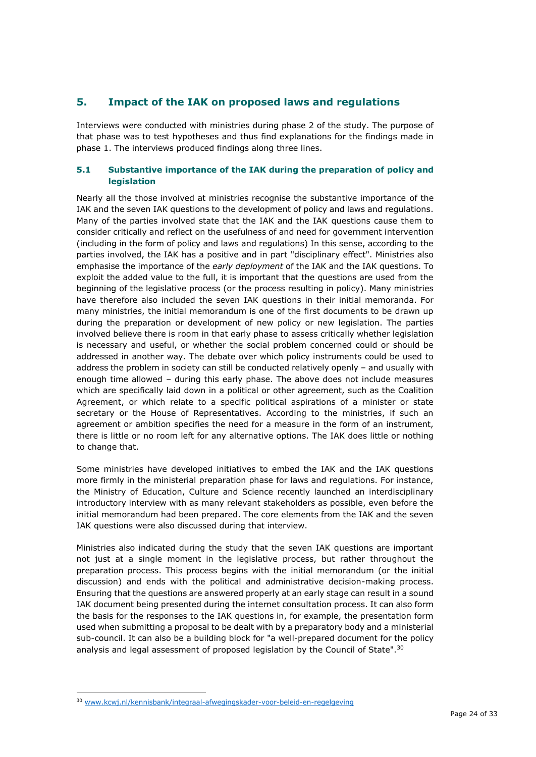## 5. Impact of the IAK on proposed laws and regulations

Interviews were conducted with ministries during phase 2 of the study. The purpose of that phase was to test hypotheses and thus find explanations for the findings made in phase 1. The interviews produced findings along three lines.

### 5.1 Substantive importance of the IAK during the preparation of policy and legislation

Nearly all the those involved at ministries recognise the substantive importance of the IAK and the seven IAK questions to the development of policy and laws and regulations. Many of the parties involved state that the IAK and the IAK questions cause them to consider critically and reflect on the usefulness of and need for government intervention (including in the form of policy and laws and regulations) In this sense, according to the parties involved, the IAK has a positive and in part "disciplinary effect". Ministries also emphasise the importance of the *early deployment* of the IAK and the IAK questions. To exploit the added value to the full, it is important that the questions are used from the beginning of the legislative process (or the process resulting in policy). Many ministries have therefore also included the seven IAK questions in their initial memoranda. For many ministries, the initial memorandum is one of the first documents to be drawn up during the preparation or development of new policy or new legislation. The parties involved believe there is room in that early phase to assess critically whether legislation is necessary and useful, or whether the social problem concerned could or should be addressed in another way. The debate over which policy instruments could be used to address the problem in society can still be conducted relatively openly – and usually with enough time allowed – during this early phase. The above does not include measures which are specifically laid down in a political or other agreement, such as the Coalition Agreement, or which relate to a specific political aspirations of a minister or state secretary or the House of Representatives. According to the ministries, if such an agreement or ambition specifies the need for a measure in the form of an instrument, there is little or no room left for any alternative options. The IAK does little or nothing to change that.

Some ministries have developed initiatives to embed the IAK and the IAK questions more firmly in the ministerial preparation phase for laws and regulations. For instance, the Ministry of Education, Culture and Science recently launched an interdisciplinary introductory interview with as many relevant stakeholders as possible, even before the initial memorandum had been prepared. The core elements from the IAK and the seven IAK questions were also discussed during that interview.

Ministries also indicated during the study that the seven IAK questions are important not just at a single moment in the legislative process, but rather throughout the preparation process. This process begins with the initial memorandum (or the initial discussion) and ends with the political and administrative decision-making process. Ensuring that the questions are answered properly at an early stage can result in a sound IAK document being presented during the internet consultation process. It can also form the basis for the responses to the IAK questions in, for example, the presentation form used when submitting a proposal to be dealt with by a preparatory body and a ministerial sub-council. It can also be a building block for "a well-prepared document for the policy analysis and legal assessment of proposed legislation by the Council of State".[30]

[30] www.kcwj.nl/kennisbank/integraal-afwegingskader-voor-beleid-en-regelgeving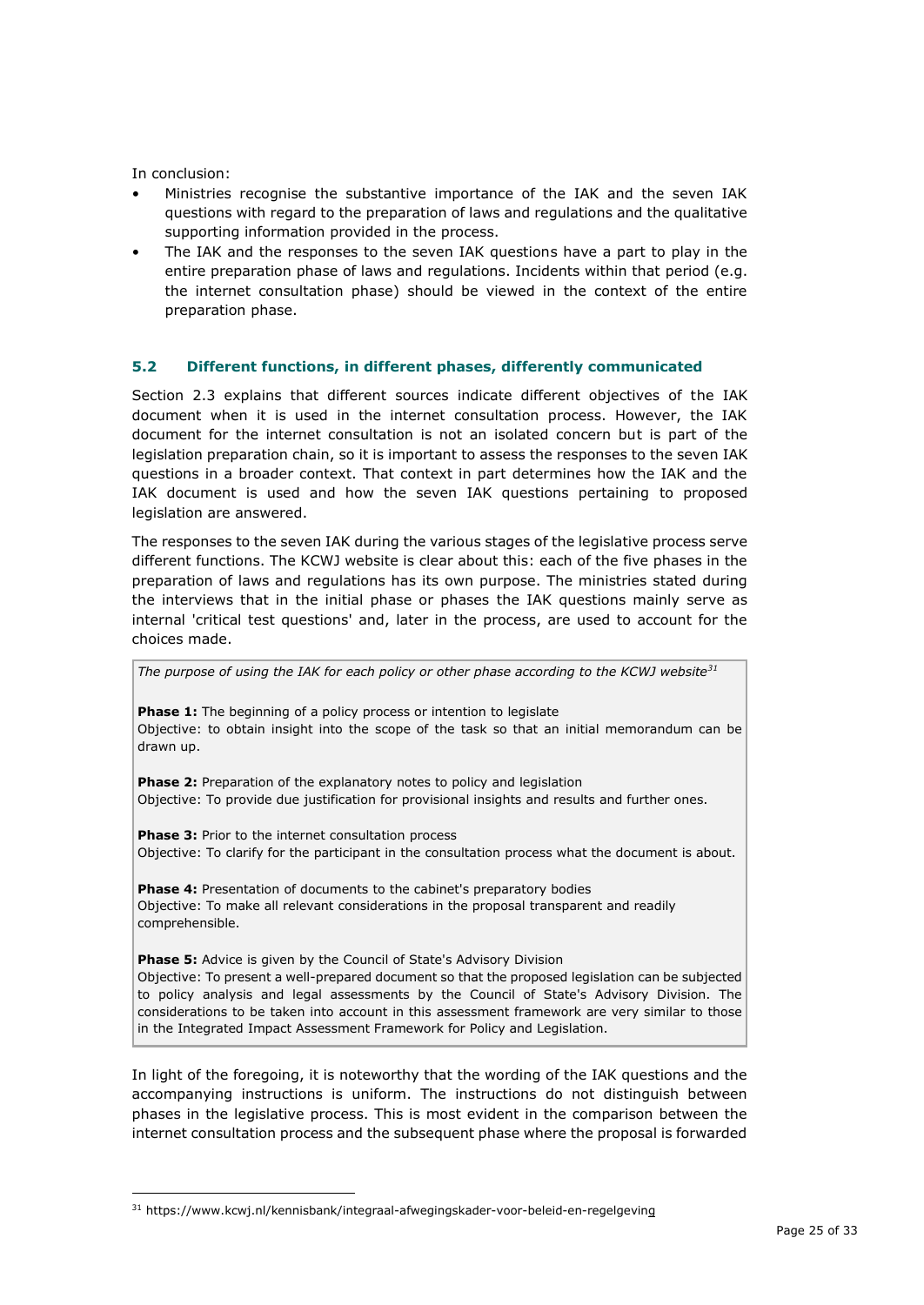In conclusion:

- Ministries recognise the substantive importance of the IAK and the seven IAK questions with regard to the preparation of laws and regulations and the qualitative supporting information provided in the process.
- The IAK and the responses to the seven IAK questions have a part to play in the entire preparation phase of laws and regulations. Incidents within that period (e.g. the internet consultation phase) should be viewed in the context of the entire preparation phase.

## 5.2 Different functions, in different phases, differently communicated

Section 2.3 explains that different sources indicate different objectives of the IAK document when it is used in the internet consultation process. However, the IAK document for the internet consultation is not an isolated concern but is part of the legislation preparation chain, so it is important to assess the responses to the seven IAK questions in a broader context. That context in part determines how the IAK and the IAK document is used and how the seven IAK questions pertaining to proposed legislation are answered.

The responses to the seven IAK during the various stages of the legislative process serve different functions. The KCWJ website is clear about this: each of the five phases in the preparation of laws and regulations has its own purpose. The ministries stated during the interviews that in the initial phase or phases the IAK questions mainly serve as internal 'critical test questions' and, later in the process, are used to account for the choices made.

> *The purpose of using the IAK for each policy or other phase according to the KCWJ website*[31]
>
> **Phase 1:** The beginning of a policy process or intention to legislate
> Objective: to obtain insight into the scope of the task so that an initial memorandum can be drawn up.
>
> **Phase 2:** Preparation of the explanatory notes to policy and legislation
> Objective: To provide due justification for provisional insights and results and further ones.
>
> **Phase 3:** Prior to the internet consultation process
> Objective: To clarify for the participant in the consultation process what the document is about.
>
> **Phase 4:** Presentation of documents to the cabinet's preparatory bodies
> Objective: To make all relevant considerations in the proposal transparent and readily comprehensible.
>
> **Phase 5:** Advice is given by the Council of State's Advisory Division
> Objective: To present a well-prepared document so that the proposed legislation can be subjected to policy analysis and legal assessments by the Council of State's Advisory Division. The considerations to be taken into account in this assessment framework are very similar to those in the Integrated Impact Assessment Framework for Policy and Legislation.

In light of the foregoing, it is noteworthy that the wording of the IAK questions and the accompanying instructions is uniform. The instructions do not distinguish between phases in the legislative process. This is most evident in the comparison between the internet consultation process and the subsequent phase where the proposal is forwarded

[31] https://www.kcwj.nl/kennisbank/integraal-afwegingskader-voor-beleid-en-regelgeving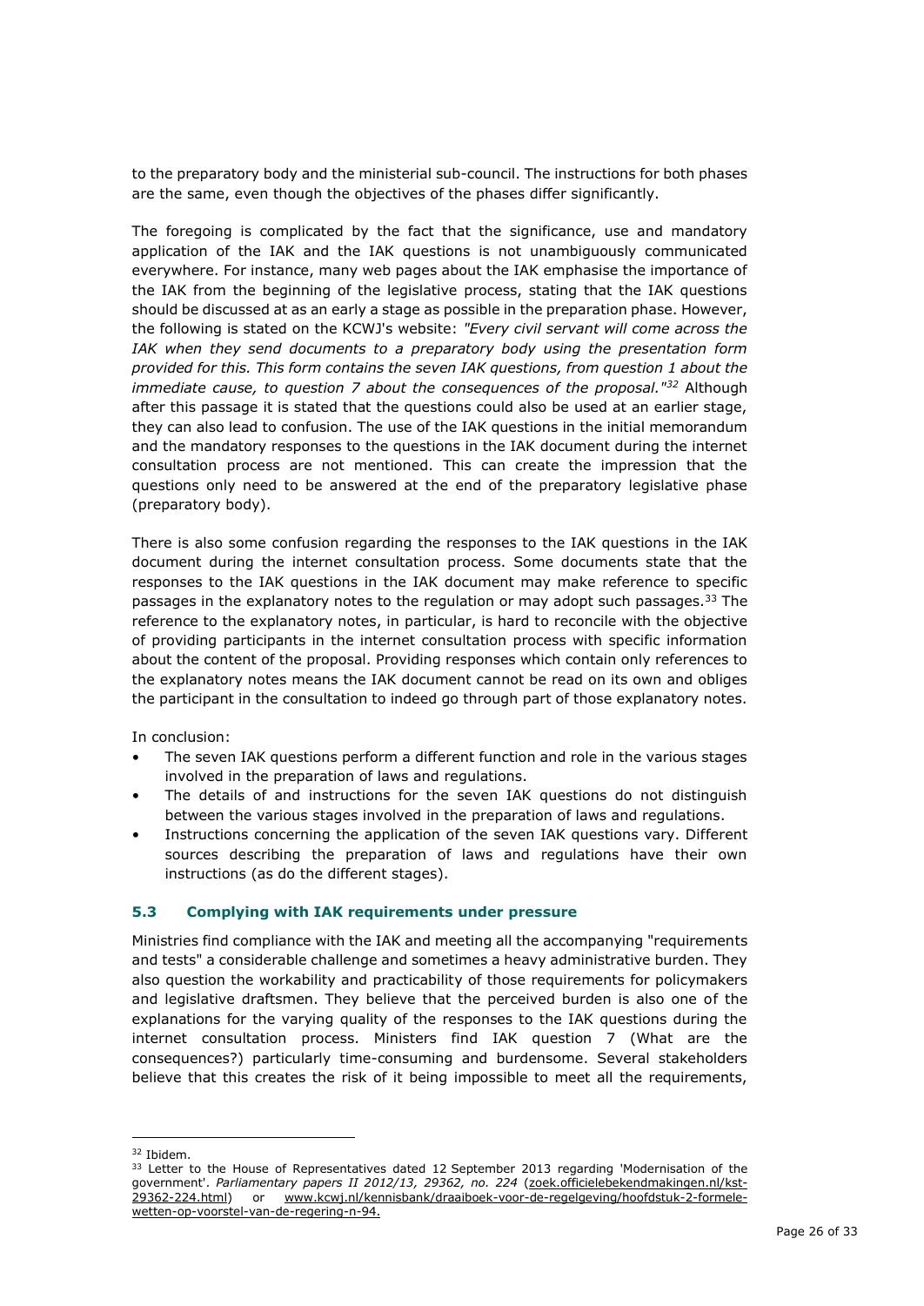to the preparatory body and the ministerial sub-council. The instructions for both phases are the same, even though the objectives of the phases differ significantly.

The foregoing is complicated by the fact that the significance, use and mandatory application of the IAK and the IAK questions is not unambiguously communicated everywhere. For instance, many web pages about the IAK emphasise the importance of the IAK from the beginning of the legislative process, stating that the IAK questions should be discussed at as an early a stage as possible in the preparation phase. However, the following is stated on the KCWJ's website: *"Every civil servant will come across the IAK when they send documents to a preparatory body using the presentation form provided for this. This form contains the seven IAK questions, from question 1 about the immediate cause, to question 7 about the consequences of the proposal."*[32] Although after this passage it is stated that the questions could also be used at an earlier stage, they can also lead to confusion. The use of the IAK questions in the initial memorandum and the mandatory responses to the questions in the IAK document during the internet consultation process are not mentioned. This can create the impression that the questions only need to be answered at the end of the preparatory legislative phase (preparatory body).

There is also some confusion regarding the responses to the IAK questions in the IAK document during the internet consultation process. Some documents state that the responses to the IAK questions in the IAK document may make reference to specific passages in the explanatory notes to the regulation or may adopt such passages.[33] The reference to the explanatory notes, in particular, is hard to reconcile with the objective of providing participants in the internet consultation process with specific information about the content of the proposal. Providing responses which contain only references to the explanatory notes means the IAK document cannot be read on its own and obliges the participant in the consultation to indeed go through part of those explanatory notes.

In conclusion:

- The seven IAK questions perform a different function and role in the various stages involved in the preparation of laws and regulations.
- The details of and instructions for the seven IAK questions do not distinguish between the various stages involved in the preparation of laws and regulations.
- Instructions concerning the application of the seven IAK questions vary. Different sources describing the preparation of laws and regulations have their own instructions (as do the different stages).

### 5.3 Complying with IAK requirements under pressure

Ministries find compliance with the IAK and meeting all the accompanying "requirements and tests" a considerable challenge and sometimes a heavy administrative burden. They also question the workability and practicability of those requirements for policymakers and legislative draftsmen. They believe that the perceived burden is also one of the explanations for the varying quality of the responses to the IAK questions during the internet consultation process. Ministers find IAK question 7 (What are the consequences?) particularly time-consuming and burdensome. Several stakeholders believe that this creates the risk of it being impossible to meet all the requirements,

---

[32] Ibidem.

[33] Letter to the House of Representatives dated 12 September 2013 regarding 'Modernisation of the government'. *Parliamentary papers II 2012/13, 29362, no. 224* (zoek.officielebekendmakingen.nl/kst-29362-224.html) or www.kcwj.nl/kennisbank/draaiboek-voor-de-regelgeving/hoofdstuk-2-formele-wetten-op-voorstel-van-de-regering-n-94.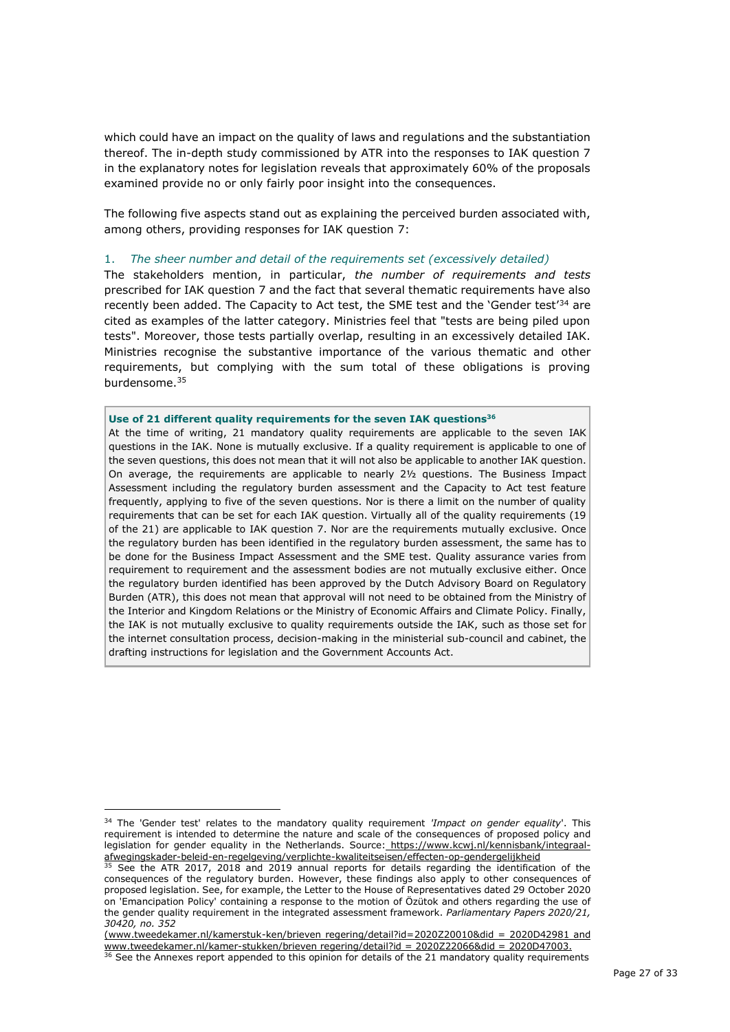which could have an impact on the quality of laws and regulations and the substantiation thereof. The in-depth study commissioned by ATR into the responses to IAK question 7 in the explanatory notes for legislation reveals that approximately 60% of the proposals examined provide no or only fairly poor insight into the consequences.

The following five aspects stand out as explaining the perceived burden associated with, among others, providing responses for IAK question 7:

1. *The sheer number and detail of the requirements set (excessively detailed)*

The stakeholders mention, in particular, *the number of requirements and tests* prescribed for IAK question 7 and the fact that several thematic requirements have also recently been added. The Capacity to Act test, the SME test and the 'Gender test'[34] are cited as examples of the latter category. Ministries feel that "tests are being piled upon tests". Moreover, those tests partially overlap, resulting in an excessively detailed IAK. Ministries recognise the substantive importance of the various thematic and other requirements, but complying with the sum total of these obligations is proving burdensome.[35]

> **Use of 21 different quality requirements for the seven IAK questions[36]**
>
> At the time of writing, 21 mandatory quality requirements are applicable to the seven IAK questions in the IAK. None is mutually exclusive. If a quality requirement is applicable to one of the seven questions, this does not mean that it will not also be applicable to another IAK question. On average, the requirements are applicable to nearly 2½ questions. The Business Impact Assessment including the regulatory burden assessment and the Capacity to Act test feature frequently, applying to five of the seven questions. Nor is there a limit on the number of quality requirements that can be set for each IAK question. Virtually all of the quality requirements (19 of the 21) are applicable to IAK question 7. Nor are the requirements mutually exclusive. Once the regulatory burden has been identified in the regulatory burden assessment, the same has to be done for the Business Impact Assessment and the SME test. Quality assurance varies from requirement to requirement and the assessment bodies are not mutually exclusive either. Once the regulatory burden identified has been approved by the Dutch Advisory Board on Regulatory Burden (ATR), this does not mean that approval will not need to be obtained from the Ministry of the Interior and Kingdom Relations or the Ministry of Economic Affairs and Climate Policy. Finally, the IAK is not mutually exclusive to quality requirements outside the IAK, such as those set for the internet consultation process, decision-making in the ministerial sub-council and cabinet, the drafting instructions for legislation and the Government Accounts Act.

---

[34] The 'Gender test' relates to the mandatory quality requirement *'Impact on gender equality'*. This requirement is intended to determine the nature and scale of the consequences of proposed policy and legislation for gender equality in the Netherlands. Source: https://www.kcwj.nl/kennisbank/integraal-afwegingskader-beleid-en-regelgeving/verplichte-kwaliteitseisen/effecten-op-gendergelijkheid

[35] See the ATR 2017, 2018 and 2019 annual reports for details regarding the identification of the consequences of the regulatory burden. However, these findings also apply to other consequences of proposed legislation. See, for example, the Letter to the House of Representatives dated 29 October 2020 on 'Emancipation Policy' containing a response to the motion of Özütok and others regarding the use of the gender quality requirement in the integrated assessment framework. *Parliamentary Papers 2020/21, 30420, no. 352* (www.tweedekamer.nl/kamerstuk-ken/brieven_regering/detail?id=2020Z20010&did = 2020D42981 and www.tweedekamer.nl/kamer-stukken/brieven_regering/detail?id = 2020Z22066&did = 2020D47003.

[36] See the Annexes report appended to this opinion for details of the 21 mandatory quality requirements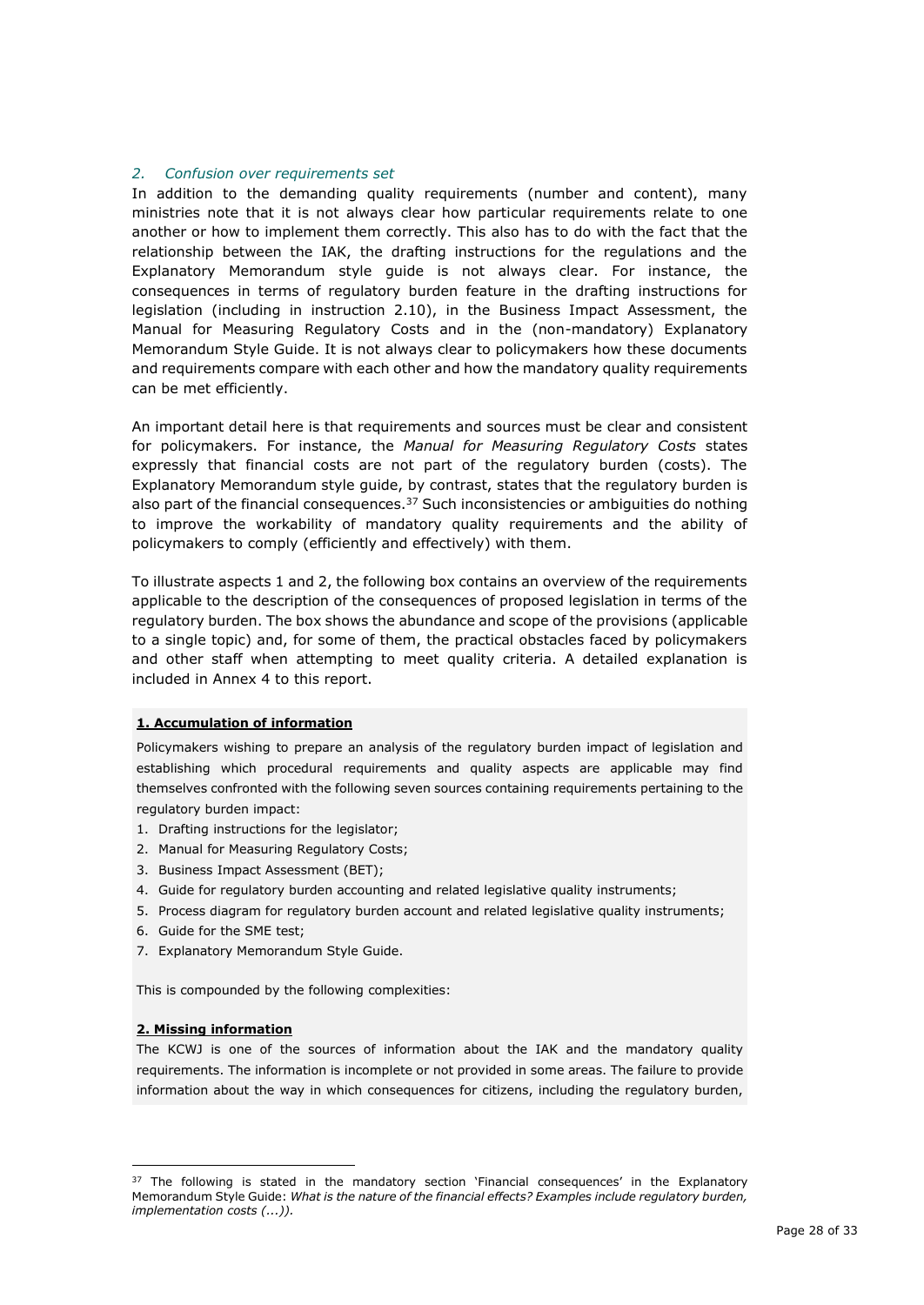### *2. Confusion over requirements set*

In addition to the demanding quality requirements (number and content), many ministries note that it is not always clear how particular requirements relate to one another or how to implement them correctly. This also has to do with the fact that the relationship between the IAK, the drafting instructions for the regulations and the Explanatory Memorandum style guide is not always clear. For instance, the consequences in terms of regulatory burden feature in the drafting instructions for legislation (including in instruction 2.10), in the Business Impact Assessment, the Manual for Measuring Regulatory Costs and in the (non-mandatory) Explanatory Memorandum Style Guide. It is not always clear to policymakers how these documents and requirements compare with each other and how the mandatory quality requirements can be met efficiently.

An important detail here is that requirements and sources must be clear and consistent for policymakers. For instance, the *Manual for Measuring Regulatory Costs* states expressly that financial costs are not part of the regulatory burden (costs). The Explanatory Memorandum style guide, by contrast, states that the regulatory burden is also part of the financial consequences.[37] Such inconsistencies or ambiguities do nothing to improve the workability of mandatory quality requirements and the ability of policymakers to comply (efficiently and effectively) with them.

To illustrate aspects 1 and 2, the following box contains an overview of the requirements applicable to the description of the consequences of proposed legislation in terms of the regulatory burden. The box shows the abundance and scope of the provisions (applicable to a single topic) and, for some of them, the practical obstacles faced by policymakers and other staff when attempting to meet quality criteria. A detailed explanation is included in Annex 4 to this report.

**1. Accumulation of information**

Policymakers wishing to prepare an analysis of the regulatory burden impact of legislation and establishing which procedural requirements and quality aspects are applicable may find themselves confronted with the following seven sources containing requirements pertaining to the regulatory burden impact:

1. Drafting instructions for the legislator;
2. Manual for Measuring Regulatory Costs;
3. Business Impact Assessment (BET);
4. Guide for regulatory burden accounting and related legislative quality instruments;
5. Process diagram for regulatory burden account and related legislative quality instruments;
6. Guide for the SME test;
7. Explanatory Memorandum Style Guide.

This is compounded by the following complexities:

**2. Missing information**

The KCWJ is one of the sources of information about the IAK and the mandatory quality requirements. The information is incomplete or not provided in some areas. The failure to provide information about the way in which consequences for citizens, including the regulatory burden,

---

[37] The following is stated in the mandatory section 'Financial consequences' in the Explanatory Memorandum Style Guide: *What is the nature of the financial effects? Examples include regulatory burden, implementation costs (...)).*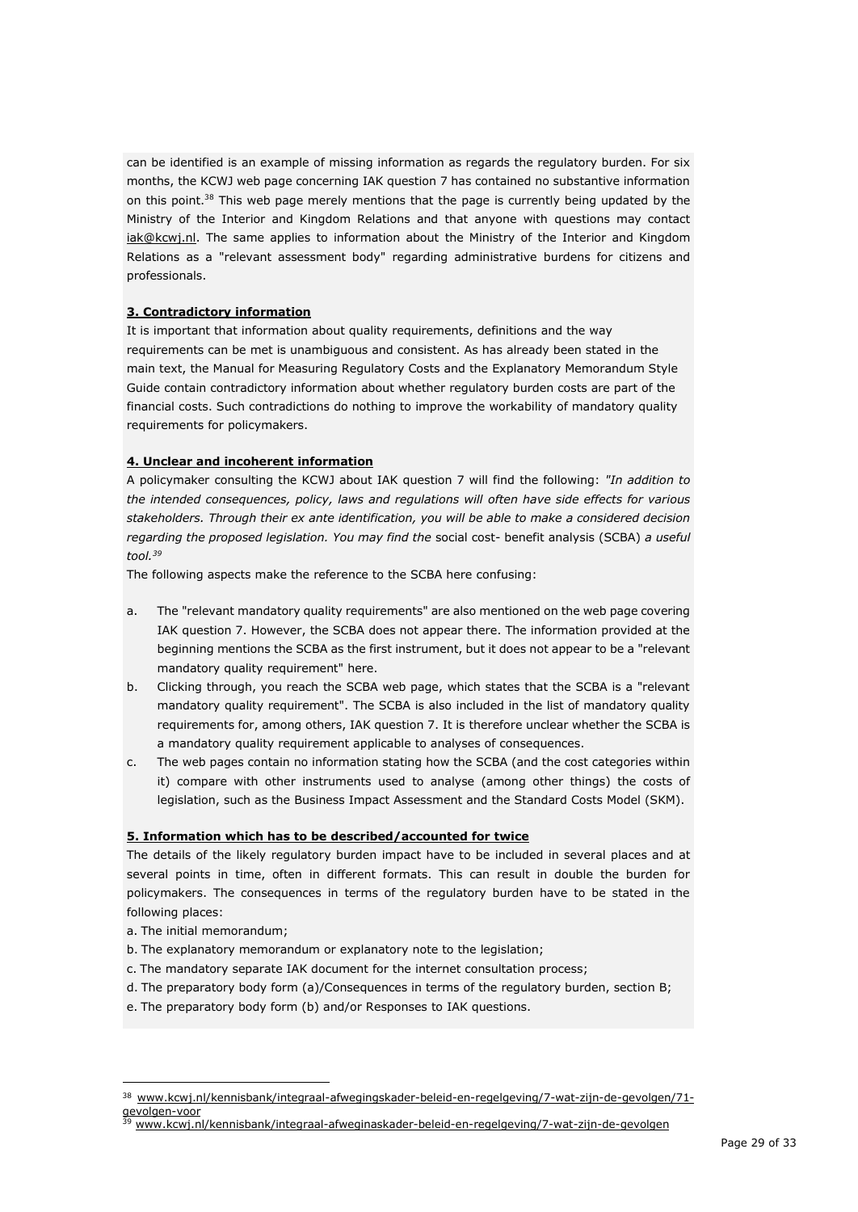can be identified is an example of missing information as regards the regulatory burden. For six months, the KCWJ web page concerning IAK question 7 has contained no substantive information on this point.[38] This web page merely mentions that the page is currently being updated by the Ministry of the Interior and Kingdom Relations and that anyone with questions may contact iak@kcwj.nl. The same applies to information about the Ministry of the Interior and Kingdom Relations as a "relevant assessment body" regarding administrative burdens for citizens and professionals.

**3. Contradictory information**

It is important that information about quality requirements, definitions and the way requirements can be met is unambiguous and consistent. As has already been stated in the main text, the Manual for Measuring Regulatory Costs and the Explanatory Memorandum Style Guide contain contradictory information about whether regulatory burden costs are part of the financial costs. Such contradictions do nothing to improve the workability of mandatory quality requirements for policymakers.

**4. Unclear and incoherent information**

A policymaker consulting the KCWJ about IAK question 7 will find the following: *"In addition to the intended consequences, policy, laws and regulations will often have side effects for various stakeholders. Through their ex ante identification, you will be able to make a considered decision regarding the proposed legislation. You may find the* social cost- benefit analysis (SCBA) *a useful tool.*[39]

The following aspects make the reference to the SCBA here confusing:

a. The "relevant mandatory quality requirements" are also mentioned on the web page covering IAK question 7. However, the SCBA does not appear there. The information provided at the beginning mentions the SCBA as the first instrument, but it does not appear to be a "relevant mandatory quality requirement" here.
b. Clicking through, you reach the SCBA web page, which states that the SCBA is a "relevant mandatory quality requirement". The SCBA is also included in the list of mandatory quality requirements for, among others, IAK question 7. It is therefore unclear whether the SCBA is a mandatory quality requirement applicable to analyses of consequences.
c. The web pages contain no information stating how the SCBA (and the cost categories within it) compare with other instruments used to analyse (among other things) the costs of legislation, such as the Business Impact Assessment and the Standard Costs Model (SKM).

**5. Information which has to be described/accounted for twice**

The details of the likely regulatory burden impact have to be included in several places and at several points in time, often in different formats. This can result in double the burden for policymakers. The consequences in terms of the regulatory burden have to be stated in the following places:

a. The initial memorandum;
b. The explanatory memorandum or explanatory note to the legislation;
c. The mandatory separate IAK document for the internet consultation process;
d. The preparatory body form (a)/Consequences in terms of the regulatory burden, section B;
e. The preparatory body form (b) and/or Responses to IAK questions.

---

[38] www.kcwj.nl/kennisbank/integraal-afwegingskader-beleid-en-regelgeving/7-wat-zijn-de-gevolgen/71-gevolgen-voor

[39] www.kcwj.nl/kennisbank/integraal-afweginaskader-beleid-en-regelgeving/7-wat-zijn-de-gevolgen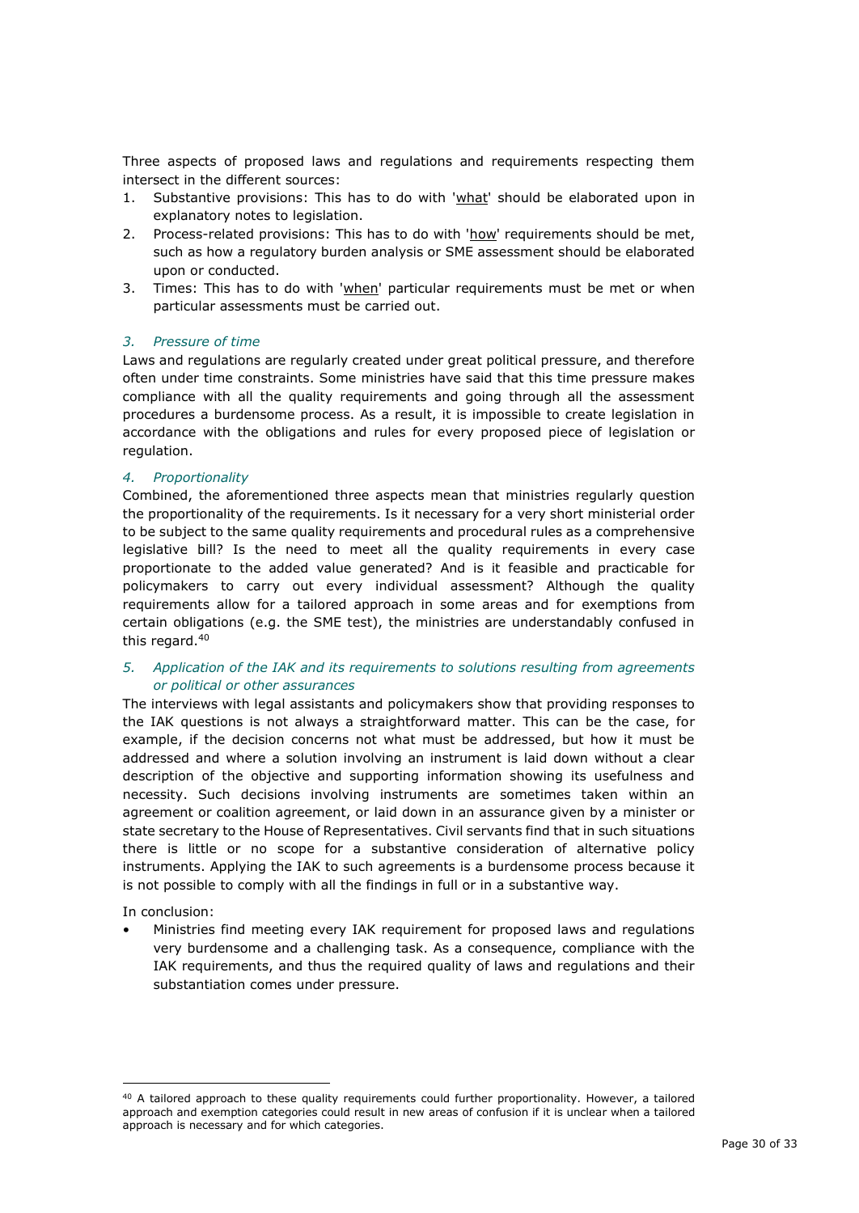Three aspects of proposed laws and regulations and requirements respecting them intersect in the different sources:

1. Substantive provisions: This has to do with 'what' should be elaborated upon in explanatory notes to legislation.
2. Process-related provisions: This has to do with 'how' requirements should be met, such as how a regulatory burden analysis or SME assessment should be elaborated upon or conducted.
3. Times: This has to do with 'when' particular requirements must be met or when particular assessments must be carried out.

*3. Pressure of time*

Laws and regulations are regularly created under great political pressure, and therefore often under time constraints. Some ministries have said that this time pressure makes compliance with all the quality requirements and going through all the assessment procedures a burdensome process. As a result, it is impossible to create legislation in accordance with the obligations and rules for every proposed piece of legislation or regulation.

*4. Proportionality*

Combined, the aforementioned three aspects mean that ministries regularly question the proportionality of the requirements. Is it necessary for a very short ministerial order to be subject to the same quality requirements and procedural rules as a comprehensive legislative bill? Is the need to meet all the quality requirements in every case proportionate to the added value generated? And is it feasible and practicable for policymakers to carry out every individual assessment? Although the quality requirements allow for a tailored approach in some areas and for exemptions from certain obligations (e.g. the SME test), the ministries are understandably confused in this regard.[40]

*5. Application of the IAK and its requirements to solutions resulting from agreements or political or other assurances*

The interviews with legal assistants and policymakers show that providing responses to the IAK questions is not always a straightforward matter. This can be the case, for example, if the decision concerns not what must be addressed, but how it must be addressed and where a solution involving an instrument is laid down without a clear description of the objective and supporting information showing its usefulness and necessity. Such decisions involving instruments are sometimes taken within an agreement or coalition agreement, or laid down in an assurance given by a minister or state secretary to the House of Representatives. Civil servants find that in such situations there is little or no scope for a substantive consideration of alternative policy instruments. Applying the IAK to such agreements is a burdensome process because it is not possible to comply with all the findings in full or in a substantive way.

In conclusion:

- Ministries find meeting every IAK requirement for proposed laws and regulations very burdensome and a challenging task. As a consequence, compliance with the IAK requirements, and thus the required quality of laws and regulations and their substantiation comes under pressure.

---

[40] A tailored approach to these quality requirements could further proportionality. However, a tailored approach and exemption categories could result in new areas of confusion if it is unclear when a tailored approach is necessary and for which categories.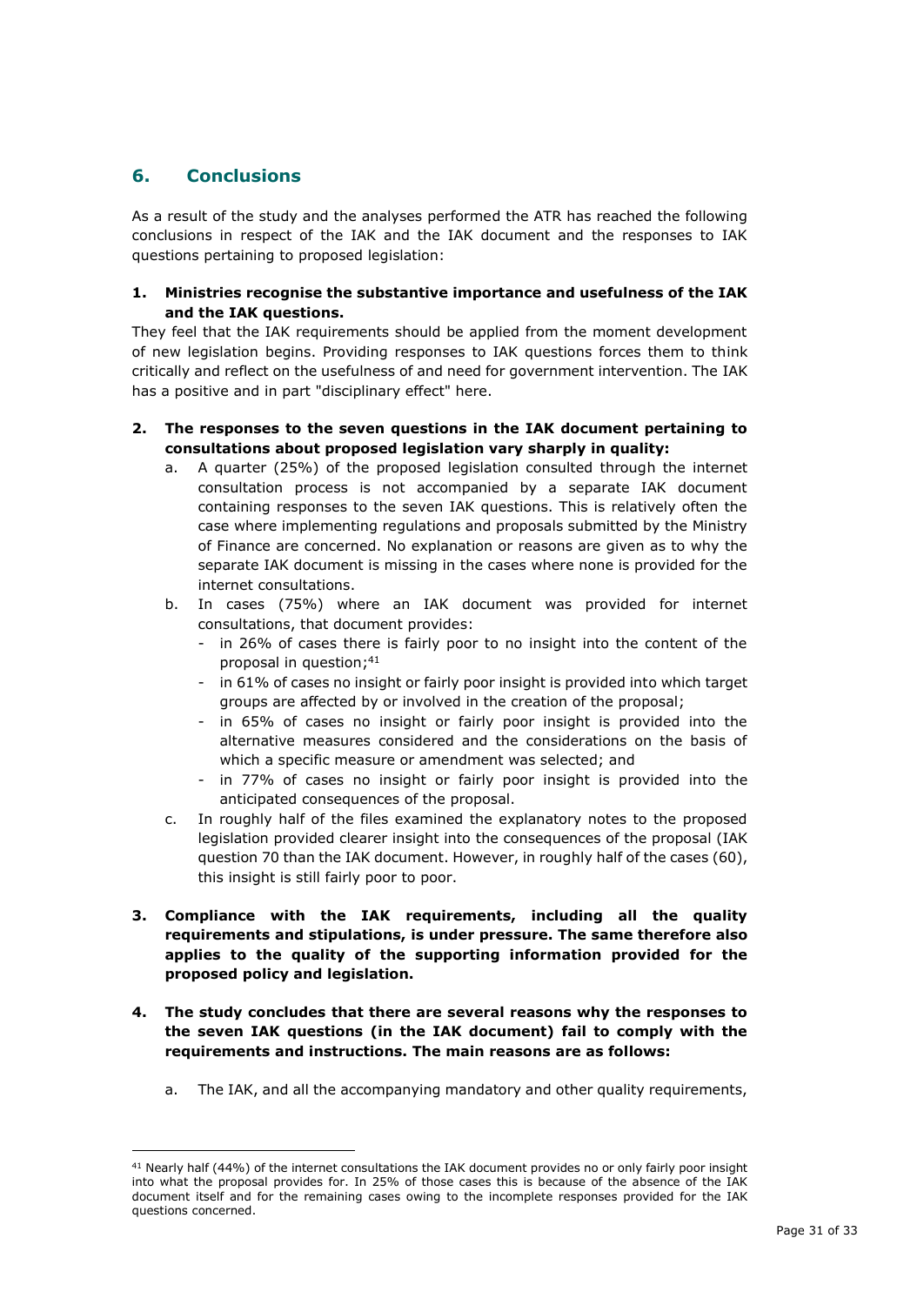## 6. Conclusions

As a result of the study and the analyses performed the ATR has reached the following conclusions in respect of the IAK and the IAK document and the responses to IAK questions pertaining to proposed legislation:

1. **Ministries recognise the substantive importance and usefulness of the IAK and the IAK questions.**
They feel that the IAK requirements should be applied from the moment development of new legislation begins. Providing responses to IAK questions forces them to think critically and reflect on the usefulness of and need for government intervention. The IAK has a positive and in part "disciplinary effect" here.

2. **The responses to the seven questions in the IAK document pertaining to consultations about proposed legislation vary sharply in quality:**
   a. A quarter (25%) of the proposed legislation consulted through the internet consultation process is not accompanied by a separate IAK document containing responses to the seven IAK questions. This is relatively often the case where implementing regulations and proposals submitted by the Ministry of Finance are concerned. No explanation or reasons are given as to why the separate IAK document is missing in the cases where none is provided for the internet consultations.
   b. In cases (75%) where an IAK document was provided for internet consultations, that document provides:
      - in 26% of cases there is fairly poor to no insight into the content of the proposal in question;[41]
      - in 61% of cases no insight or fairly poor insight is provided into which target groups are affected by or involved in the creation of the proposal;
      - in 65% of cases no insight or fairly poor insight is provided into the alternative measures considered and the considerations on the basis of which a specific measure or amendment was selected; and
      - in 77% of cases no insight or fairly poor insight is provided into the anticipated consequences of the proposal.
   c. In roughly half of the files examined the explanatory notes to the proposed legislation provided clearer insight into the consequences of the proposal (IAK question 70 than the IAK document. However, in roughly half of the cases (60), this insight is still fairly poor to poor.

3. **Compliance with the IAK requirements, including all the quality requirements and stipulations, is under pressure. The same therefore also applies to the quality of the supporting information provided for the proposed policy and legislation.**

4. **The study concludes that there are several reasons why the responses to the seven IAK questions (in the IAK document) fail to comply with the requirements and instructions. The main reasons are as follows:**
   a. The IAK, and all the accompanying mandatory and other quality requirements,

---

[41] Nearly half (44%) of the internet consultations the IAK document provides no or only fairly poor insight into what the proposal provides for. In 25% of those cases this is because of the absence of the IAK document itself and for the remaining cases owing to the incomplete responses provided for the IAK questions concerned.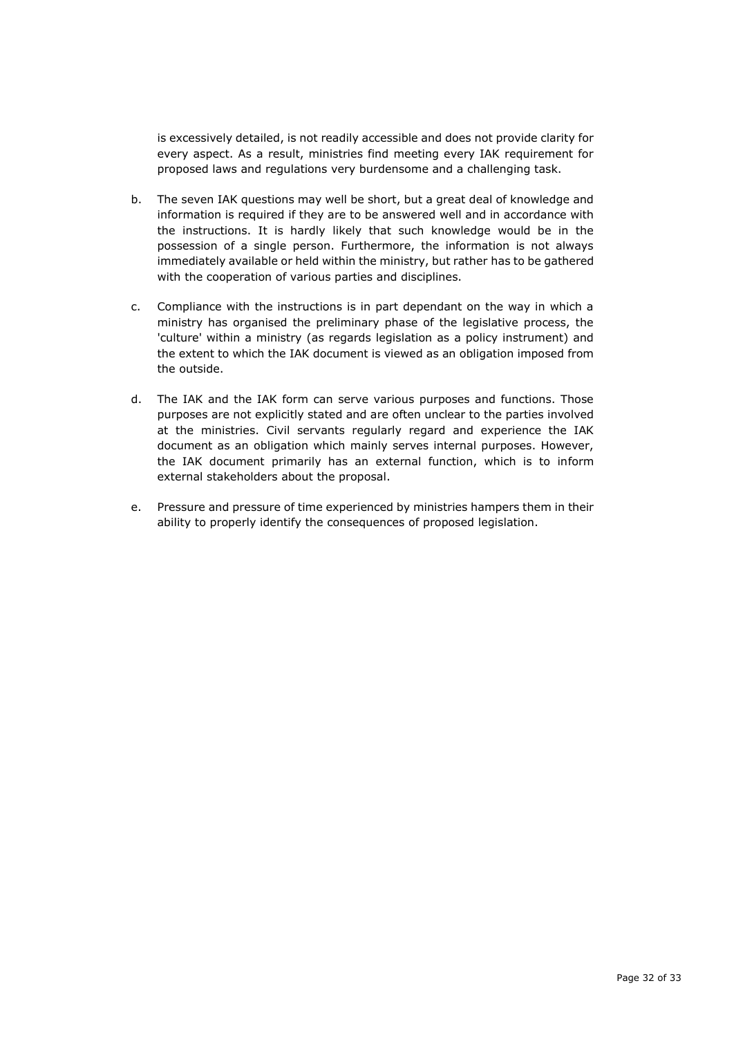is excessively detailed, is not readily accessible and does not provide clarity for every aspect. As a result, ministries find meeting every IAK requirement for proposed laws and regulations very burdensome and a challenging task.

b. The seven IAK questions may well be short, but a great deal of knowledge and information is required if they are to be answered well and in accordance with the instructions. It is hardly likely that such knowledge would be in the possession of a single person. Furthermore, the information is not always immediately available or held within the ministry, but rather has to be gathered with the cooperation of various parties and disciplines.

c. Compliance with the instructions is in part dependant on the way in which a ministry has organised the preliminary phase of the legislative process, the 'culture' within a ministry (as regards legislation as a policy instrument) and the extent to which the IAK document is viewed as an obligation imposed from the outside.

d. The IAK and the IAK form can serve various purposes and functions. Those purposes are not explicitly stated and are often unclear to the parties involved at the ministries. Civil servants regularly regard and experience the IAK document as an obligation which mainly serves internal purposes. However, the IAK document primarily has an external function, which is to inform external stakeholders about the proposal.

e. Pressure and pressure of time experienced by ministries hampers them in their ability to properly identify the consequences of proposed legislation.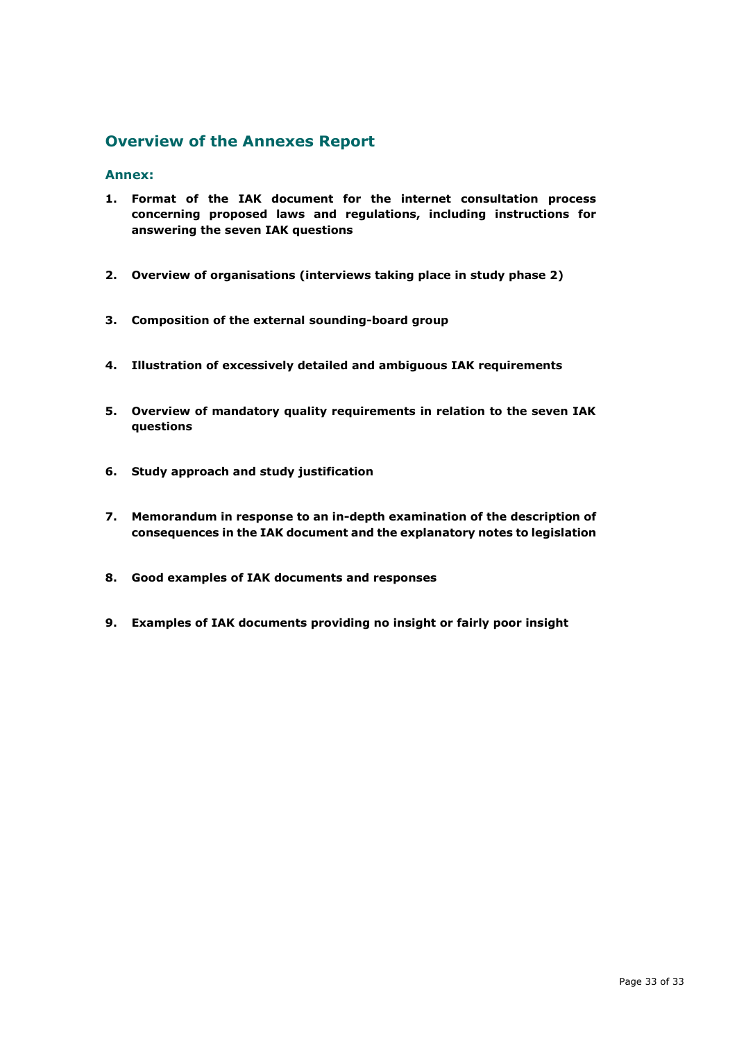## Overview of the Annexes Report

### Annex:

1. **Format of the IAK document for the internet consultation process concerning proposed laws and regulations, including instructions for answering the seven IAK questions**

2. **Overview of organisations (interviews taking place in study phase 2)**

3. **Composition of the external sounding-board group**

4. **Illustration of excessively detailed and ambiguous IAK requirements**

5. **Overview of mandatory quality requirements in relation to the seven IAK questions**

6. **Study approach and study justification**

7. **Memorandum in response to an in-depth examination of the description of consequences in the IAK document and the explanatory notes to legislation**

8. **Good examples of IAK documents and responses**

9. **Examples of IAK documents providing no insight or fairly poor insight**